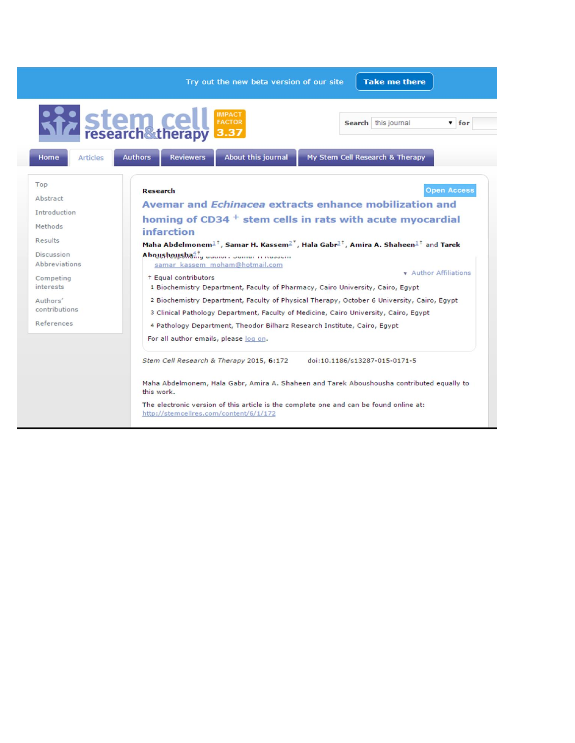Try out the new beta version of our site **Take me there**

stem cell research&therapy IMPACT FACTOR 3.37

Search this journal for

Home | Articles | Authors | Reviewers | About this journal | My Stem Cell Research & Therapy

- Top
- Abstract
- Introduction
- Methods
- Results
- Discussion
- Abbreviations
- Competing interests
- Authors' contributions
- References

Research

Open Access

# Avemar and *Echinacea* extracts enhance mobilization and homing of CD34 + stem cells in rats with acute myocardial infarction

**Maha Abdelmonem**[1†], **Samar H. Kassem**[2*], **Hala Gabr**[3†], **Amira A. Shaheen**[1†] and **Tarek Aboushousha**[4†]

Corresponding author: Samar H Kassem samar_kassem_moham@hotmail.com

▾ Author Affiliations

† Equal contributors

1 Biochemistry Department, Faculty of Pharmacy, Cairo University, Cairo, Egypt

2 Biochemistry Department, Faculty of Physical Therapy, October 6 University, Cairo, Egypt

3 Clinical Pathology Department, Faculty of Medicine, Cairo University, Cairo, Egypt

4 Pathology Department, Theodor Bilharz Research Institute, Cairo, Egypt

For all author emails, please log on.

*Stem Cell Research & Therapy* 2015, **6**:172 doi:10.1186/s13287-015-0171-5

Maha Abdelmonem, Hala Gabr, Amira A. Shaheen and Tarek Aboushousha contributed equally to this work.

The electronic version of this article is the complete one and can be found online at: http://stemcellres.com/content/6/1/172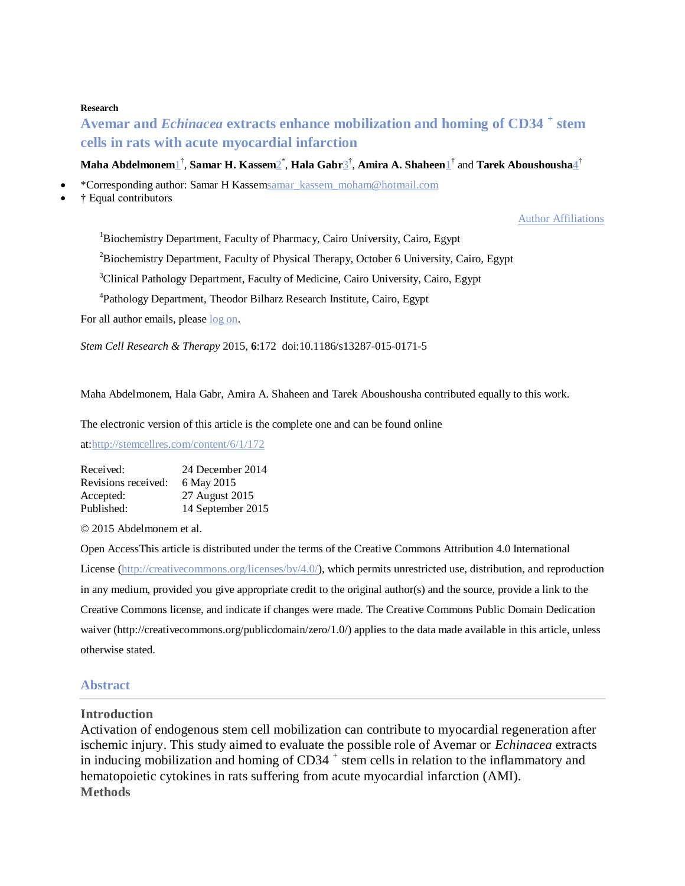**Research**

# Avemar and *Echinacea* extracts enhance mobilization and homing of CD34 $^{+}$ stem cells in rats with acute myocardial infarction

**Maha Abdelmonem**[1†], **Samar H. Kassem**[2*], **Hala Gabr**[3†], **Amira A. Shaheen**[1†] and **Tarek Aboushousha**[4†]

- *Corresponding author: Samar H Kassem samar_kassem_moham@hotmail.com
- † Equal contributors

Author Affiliations

[1]Biochemistry Department, Faculty of Pharmacy, Cairo University, Cairo, Egypt

[2]Biochemistry Department, Faculty of Physical Therapy, October 6 University, Cairo, Egypt

[3]Clinical Pathology Department, Faculty of Medicine, Cairo University, Cairo, Egypt

[4]Pathology Department, Theodor Bilharz Research Institute, Cairo, Egypt

For all author emails, please log on.

*Stem Cell Research & Therapy* 2015, **6**:172 doi:10.1186/s13287-015-0171-5

Maha Abdelmonem, Hala Gabr, Amira A. Shaheen and Tarek Aboushousha contributed equally to this work.

The electronic version of this article is the complete one and can be found online at: http://stemcellres.com/content/6/1/172

| | |
|---|---|
| Received: | 24 December 2014 |
| Revisions received: | 6 May 2015 |
| Accepted: | 27 August 2015 |
| Published: | 14 September 2015 |

© 2015 Abdelmonem et al.

Open Access This article is distributed under the terms of the Creative Commons Attribution 4.0 International License (http://creativecommons.org/licenses/by/4.0/), which permits unrestricted use, distribution, and reproduction in any medium, provided you give appropriate credit to the original author(s) and the source, provide a link to the Creative Commons license, and indicate if changes were made. The Creative Commons Public Domain Dedication waiver (http://creativecommons.org/publicdomain/zero/1.0/) applies to the data made available in this article, unless otherwise stated.

## Abstract

### Introduction

Activation of endogenous stem cell mobilization can contribute to myocardial regeneration after ischemic injury. This study aimed to evaluate the possible role of Avemar or *Echinacea* extracts in inducing mobilization and homing of CD34 $^{+}$ stem cells in relation to the inflammatory and hematopoietic cytokines in rats suffering from acute myocardial infarction (AMI).

### Methods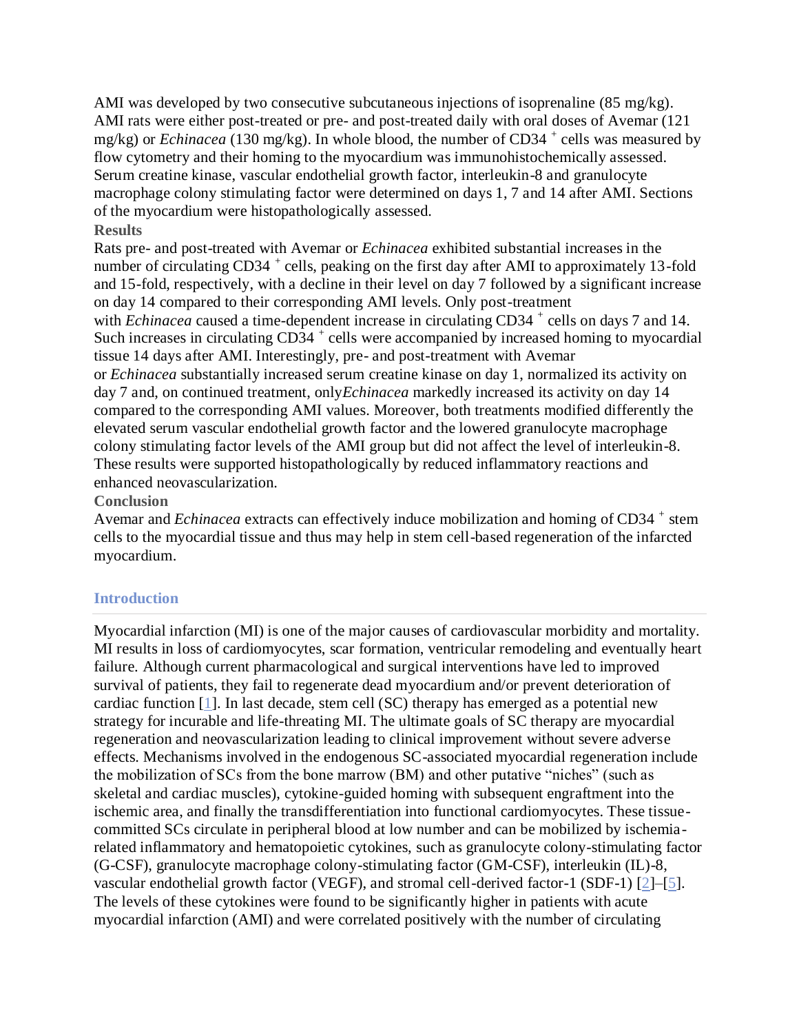AMI was developed by two consecutive subcutaneous injections of isoprenaline (85 mg/kg). AMI rats were either post-treated or pre- and post-treated daily with oral doses of Avemar (121 mg/kg) or *Echinacea* (130 mg/kg). In whole blood, the number of CD34 $^+$ cells was measured by flow cytometry and their homing to the myocardium was immunohistochemically assessed. Serum creatine kinase, vascular endothelial growth factor, interleukin-8 and granulocyte macrophage colony stimulating factor were determined on days 1, 7 and 14 after AMI. Sections of the myocardium were histopathologically assessed.

### Results

Rats pre- and post-treated with Avemar or *Echinacea* exhibited substantial increases in the number of circulating CD34 $^+$ cells, peaking on the first day after AMI to approximately 13-fold and 15-fold, respectively, with a decline in their level on day 7 followed by a significant increase on day 14 compared to their corresponding AMI levels. Only post-treatment with *Echinacea* caused a time-dependent increase in circulating CD34 $^+$ cells on days 7 and 14. Such increases in circulating CD34 $^+$ cells were accompanied by increased homing to myocardial tissue 14 days after AMI. Interestingly, pre- and post-treatment with Avemar or *Echinacea* substantially increased serum creatine kinase on day 1, normalized its activity on day 7 and, on continued treatment, only *Echinacea* markedly increased its activity on day 14 compared to the corresponding AMI values. Moreover, both treatments modified differently the elevated serum vascular endothelial growth factor and the lowered granulocyte macrophage colony stimulating factor levels of the AMI group but did not affect the level of interleukin-8. These results were supported histopathologically by reduced inflammatory reactions and enhanced neovascularization.

### Conclusion

Avemar and *Echinacea* extracts can effectively induce mobilization and homing of CD34 $^+$ stem cells to the myocardial tissue and thus may help in stem cell-based regeneration of the infarcted myocardium.

## Introduction

Myocardial infarction (MI) is one of the major causes of cardiovascular morbidity and mortality. MI results in loss of cardiomyocytes, scar formation, ventricular remodeling and eventually heart failure. Although current pharmacological and surgical interventions have led to improved survival of patients, they fail to regenerate dead myocardium and/or prevent deterioration of cardiac function [1]. In last decade, stem cell (SC) therapy has emerged as a potential new strategy for incurable and life-threating MI. The ultimate goals of SC therapy are myocardial regeneration and neovascularization leading to clinical improvement without severe adverse effects. Mechanisms involved in the endogenous SC-associated myocardial regeneration include the mobilization of SCs from the bone marrow (BM) and other putative "niches" (such as skeletal and cardiac muscles), cytokine-guided homing with subsequent engraftment into the ischemic area, and finally the transdifferentiation into functional cardiomyocytes. These tissue-committed SCs circulate in peripheral blood at low number and can be mobilized by ischemia-related inflammatory and hematopoietic cytokines, such as granulocyte colony-stimulating factor (G-CSF), granulocyte macrophage colony-stimulating factor (GM-CSF), interleukin (IL)-8, vascular endothelial growth factor (VEGF), and stromal cell-derived factor-1 (SDF-1) [2]–[5]. The levels of these cytokines were found to be significantly higher in patients with acute myocardial infarction (AMI) and were correlated positively with the number of circulating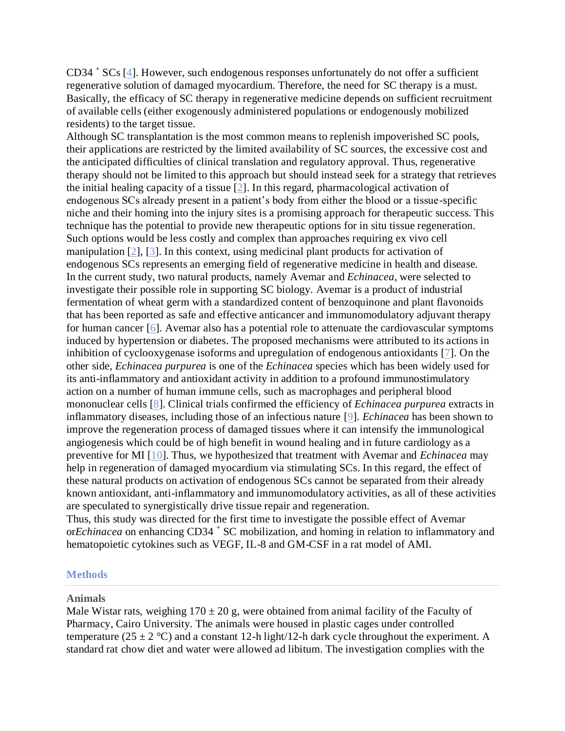CD34 [+] SCs [4]. However, such endogenous responses unfortunately do not offer a sufficient regenerative solution of damaged myocardium. Therefore, the need for SC therapy is a must. Basically, the efficacy of SC therapy in regenerative medicine depends on sufficient recruitment of available cells (either exogenously administered populations or endogenously mobilized residents) to the target tissue.

Although SC transplantation is the most common means to replenish impoverished SC pools, their applications are restricted by the limited availability of SC sources, the excessive cost and the anticipated difficulties of clinical translation and regulatory approval. Thus, regenerative therapy should not be limited to this approach but should instead seek for a strategy that retrieves the initial healing capacity of a tissue [2]. In this regard, pharmacological activation of endogenous SCs already present in a patient's body from either the blood or a tissue-specific niche and their homing into the injury sites is a promising approach for therapeutic success. This technique has the potential to provide new therapeutic options for in situ tissue regeneration. Such options would be less costly and complex than approaches requiring ex vivo cell manipulation [2], [3]. In this context, using medicinal plant products for activation of endogenous SCs represents an emerging field of regenerative medicine in health and disease.

In the current study, two natural products, namely Avemar and *Echinacea*, were selected to investigate their possible role in supporting SC biology. Avemar is a product of industrial fermentation of wheat germ with a standardized content of benzoquinone and plant flavonoids that has been reported as safe and effective anticancer and immunomodulatory adjuvant therapy for human cancer [6]. Avemar also has a potential role to attenuate the cardiovascular symptoms induced by hypertension or diabetes. The proposed mechanisms were attributed to its actions in inhibition of cyclooxygenase isoforms and upregulation of endogenous antioxidants [7]. On the other side, *Echinacea purpurea* is one of the *Echinacea* species which has been widely used for its anti-inflammatory and antioxidant activity in addition to a profound immunostimulatory action on a number of human immune cells, such as macrophages and peripheral blood mononuclear cells [8]. Clinical trials confirmed the efficiency of *Echinacea purpurea* extracts in inflammatory diseases, including those of an infectious nature [9]. *Echinacea* has been shown to improve the regeneration process of damaged tissues where it can intensify the immunological angiogenesis which could be of high benefit in wound healing and in future cardiology as a preventive for MI [10]. Thus, we hypothesized that treatment with Avemar and *Echinacea* may help in regeneration of damaged myocardium via stimulating SCs. In this regard, the effect of these natural products on activation of endogenous SCs cannot be separated from their already known antioxidant, anti-inflammatory and immunomodulatory activities, as all of these activities are speculated to synergistically drive tissue repair and regeneration.

Thus, this study was directed for the first time to investigate the possible effect of Avemar or*Echinacea* on enhancing CD34 [+] SC mobilization, and homing in relation to inflammatory and hematopoietic cytokines such as VEGF, IL-8 and GM-CSF in a rat model of AMI.

## Methods

### Animals

Male Wistar rats, weighing $170 \pm 20$ g, were obtained from animal facility of the Faculty of Pharmacy, Cairo University. The animals were housed in plastic cages under controlled temperature ($25 \pm 2$ °C) and a constant 12-h light/12-h dark cycle throughout the experiment. A standard rat chow diet and water were allowed ad libitum. The investigation complies with the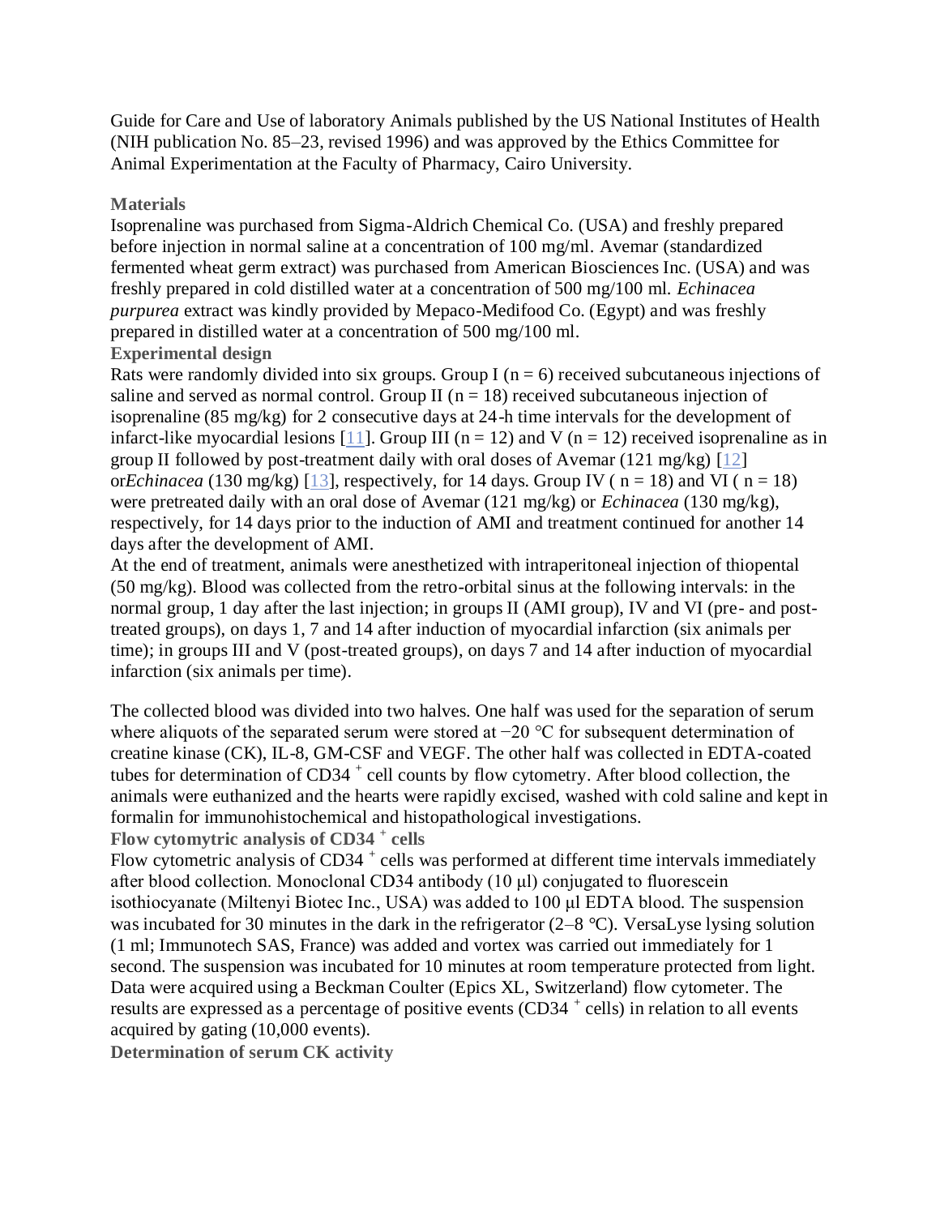Guide for Care and Use of laboratory Animals published by the US National Institutes of Health (NIH publication No. 85–23, revised 1996) and was approved by the Ethics Committee for Animal Experimentation at the Faculty of Pharmacy, Cairo University.

### Materials

Isoprenaline was purchased from Sigma-Aldrich Chemical Co. (USA) and freshly prepared before injection in normal saline at a concentration of 100 mg/ml. Avemar (standardized fermented wheat germ extract) was purchased from American Biosciences Inc. (USA) and was freshly prepared in cold distilled water at a concentration of 500 mg/100 ml. *Echinacea purpurea* extract was kindly provided by Mepaco-Medifood Co. (Egypt) and was freshly prepared in distilled water at a concentration of 500 mg/100 ml.

### Experimental design

Rats were randomly divided into six groups. Group I ($n = 6$) received subcutaneous injections of saline and served as normal control. Group II ($n = 18$) received subcutaneous injection of isoprenaline (85 mg/kg) for 2 consecutive days at 24-h time intervals for the development of infarct-like myocardial lesions [11]. Group III ($n = 12$) and V ($n = 12$) received isoprenaline as in group II followed by post-treatment daily with oral doses of Avemar (121 mg/kg) [12] or*Echinacea* (130 mg/kg) [13], respectively, for 14 days. Group IV ( $n = 18$) and VI ( $n = 18$) were pretreated daily with an oral dose of Avemar (121 mg/kg) or *Echinacea* (130 mg/kg), respectively, for 14 days prior to the induction of AMI and treatment continued for another 14 days after the development of AMI.

At the end of treatment, animals were anesthetized with intraperitoneal injection of thiopental (50 mg/kg). Blood was collected from the retro-orbital sinus at the following intervals: in the normal group, 1 day after the last injection; in groups II (AMI group), IV and VI (pre- and post-treated groups), on days 1, 7 and 14 after induction of myocardial infarction (six animals per time); in groups III and V (post-treated groups), on days 7 and 14 after induction of myocardial infarction (six animals per time).

The collected blood was divided into two halves. One half was used for the separation of serum where aliquots of the separated serum were stored at −20 °C for subsequent determination of creatine kinase (CK), IL-8, GM-CSF and VEGF. The other half was collected in EDTA-coated tubes for determination of $CD34^+$ cell counts by flow cytometry. After blood collection, the animals were euthanized and the hearts were rapidly excised, washed with cold saline and kept in formalin for immunohistochemical and histopathological investigations.

### Flow cytomytric analysis of $CD34^+$ cells

Flow cytometric analysis of $CD34^+$ cells was performed at different time intervals immediately after blood collection. Monoclonal CD34 antibody (10 μl) conjugated to fluorescein isothiocyanate (Miltenyi Biotec Inc., USA) was added to 100 μl EDTA blood. The suspension was incubated for 30 minutes in the dark in the refrigerator (2–8 °C). VersaLyse lysing solution (1 ml; Immunotech SAS, France) was added and vortex was carried out immediately for 1 second. The suspension was incubated for 10 minutes at room temperature protected from light. Data were acquired using a Beckman Coulter (Epics XL, Switzerland) flow cytometer. The results are expressed as a percentage of positive events ($CD34^+$ cells) in relation to all events acquired by gating (10,000 events).

### Determination of serum CK activity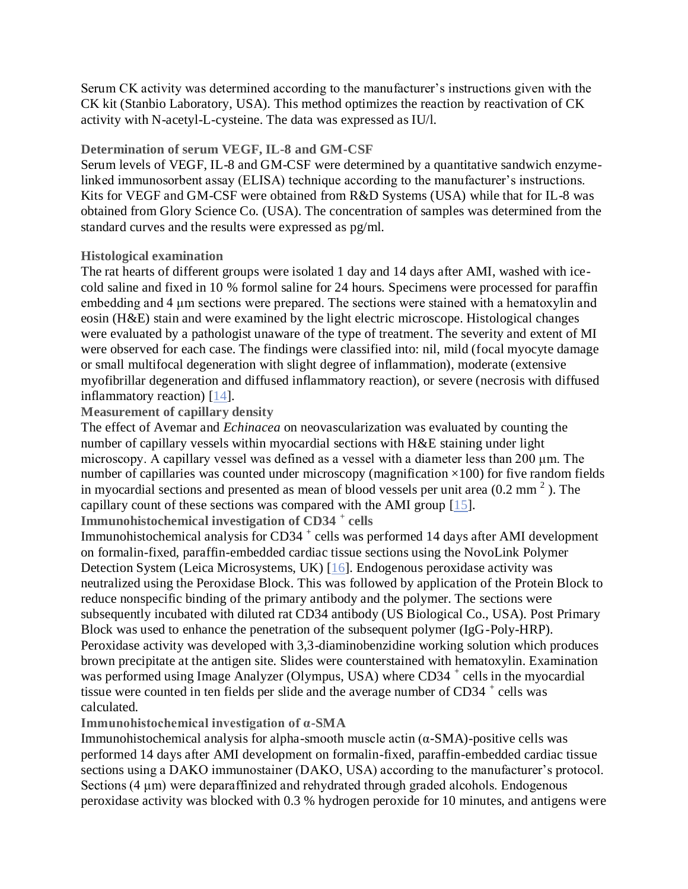Serum CK activity was determined according to the manufacturer's instructions given with the CK kit (Stanbio Laboratory, USA). This method optimizes the reaction by reactivation of CK activity with N-acetyl-L-cysteine. The data was expressed as IU/l.

### Determination of serum VEGF, IL-8 and GM-CSF

Serum levels of VEGF, IL-8 and GM-CSF were determined by a quantitative sandwich enzyme-linked immunosorbent assay (ELISA) technique according to the manufacturer's instructions. Kits for VEGF and GM-CSF were obtained from R&D Systems (USA) while that for IL-8 was obtained from Glory Science Co. (USA). The concentration of samples was determined from the standard curves and the results were expressed as pg/ml.

### Histological examination

The rat hearts of different groups were isolated 1 day and 14 days after AMI, washed with ice-cold saline and fixed in 10 % formol saline for 24 hours. Specimens were processed for paraffin embedding and 4 µm sections were prepared. The sections were stained with a hematoxylin and eosin (H&E) stain and were examined by the light electric microscope. Histological changes were evaluated by a pathologist unaware of the type of treatment. The severity and extent of MI were observed for each case. The findings were classified into: nil, mild (focal myocyte damage or small multifocal degeneration with slight degree of inflammation), moderate (extensive myofibrillar degeneration and diffused inflammatory reaction), or severe (necrosis with diffused inflammatory reaction) [14].

### Measurement of capillary density

The effect of Avemar and *Echinacea* on neovascularization was evaluated by counting the number of capillary vessels within myocardial sections with H&E staining under light microscopy. A capillary vessel was defined as a vessel with a diameter less than 200 µm. The number of capillaries was counted under microscopy (magnification ×100) for five random fields in myocardial sections and presented as mean of blood vessels per unit area (0.2 mm $^2$ ). The capillary count of these sections was compared with the AMI group [15].

### Immunohistochemical investigation of CD34 $^+$ cells

Immunohistochemical analysis for CD34 $^+$ cells was performed 14 days after AMI development on formalin-fixed, paraffin-embedded cardiac tissue sections using the NovoLink Polymer Detection System (Leica Microsystems, UK) [16]. Endogenous peroxidase activity was neutralized using the Peroxidase Block. This was followed by application of the Protein Block to reduce nonspecific binding of the primary antibody and the polymer. The sections were subsequently incubated with diluted rat CD34 antibody (US Biological Co., USA). Post Primary Block was used to enhance the penetration of the subsequent polymer (IgG-Poly-HRP). Peroxidase activity was developed with 3,3-diaminobenzidine working solution which produces brown precipitate at the antigen site. Slides were counterstained with hematoxylin. Examination was performed using Image Analyzer (Olympus, USA) where CD34 $^+$ cells in the myocardial tissue were counted in ten fields per slide and the average number of CD34 $^+$ cells was calculated.

### Immunohistochemical investigation of α-SMA

Immunohistochemical analysis for alpha-smooth muscle actin (α-SMA)-positive cells was performed 14 days after AMI development on formalin-fixed, paraffin-embedded cardiac tissue sections using a DAKO immunostainer (DAKO, USA) according to the manufacturer's protocol. Sections (4 µm) were deparaffinized and rehydrated through graded alcohols. Endogenous peroxidase activity was blocked with 0.3 % hydrogen peroxide for 10 minutes, and antigens were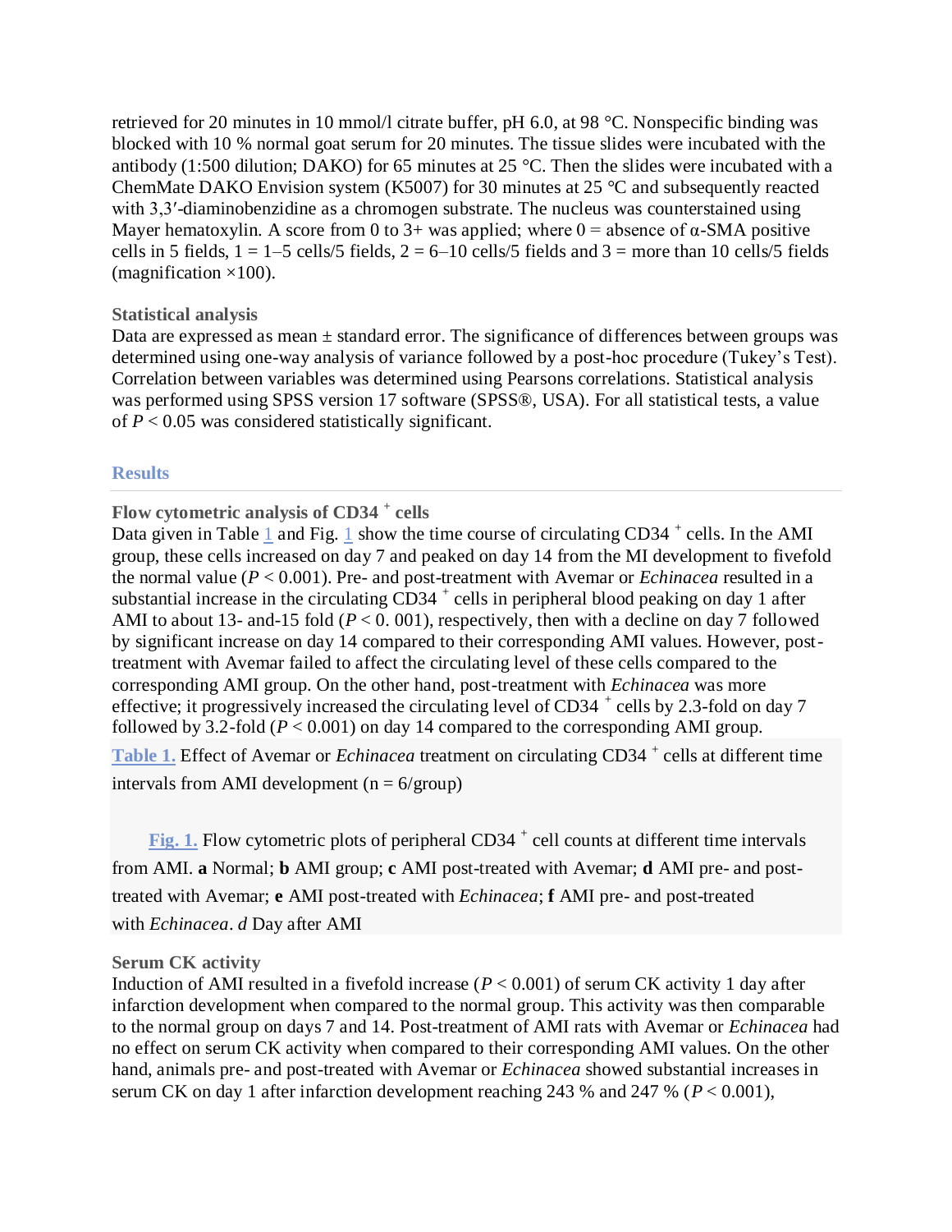retrieved for 20 minutes in 10 mmol/l citrate buffer, pH 6.0, at 98 °C. Nonspecific binding was blocked with 10 % normal goat serum for 20 minutes. The tissue slides were incubated with the antibody (1:500 dilution; DAKO) for 65 minutes at 25 °C. Then the slides were incubated with a ChemMate DAKO Envision system (K5007) for 30 minutes at 25 °C and subsequently reacted with 3,3′-diaminobenzidine as a chromogen substrate. The nucleus was counterstained using Mayer hematoxylin. A score from 0 to 3+ was applied; where 0 = absence of α-SMA positive cells in 5 fields, 1 = 1–5 cells/5 fields, 2 = 6–10 cells/5 fields and 3 = more than 10 cells/5 fields (magnification ×100).

### Statistical analysis

Data are expressed as mean ± standard error. The significance of differences between groups was determined using one-way analysis of variance followed by a post-hoc procedure (Tukey's Test). Correlation between variables was determined using Pearsons correlations. Statistical analysis was performed using SPSS version 17 software (SPSS®, USA). For all statistical tests, a value of $P < 0.05$ was considered statistically significant.

## Results

### Flow cytometric analysis of CD34 $^{+}$ cells

Data given in Table 1 and Fig. 1 show the time course of circulating CD34 $^{+}$ cells. In the AMI group, these cells increased on day 7 and peaked on day 14 from the MI development to fivefold the normal value ($P < 0.001$). Pre- and post-treatment with Avemar or *Echinacea* resulted in a substantial increase in the circulating CD34 $^{+}$ cells in peripheral blood peaking on day 1 after AMI to about 13- and-15 fold ($P < 0.001$), respectively, then with a decline on day 7 followed by significant increase on day 14 compared to their corresponding AMI values. However, post-treatment with Avemar failed to affect the circulating level of these cells compared to the corresponding AMI group. On the other hand, post-treatment with *Echinacea* was more effective; it progressively increased the circulating level of CD34 $^{+}$ cells by 2.3-fold on day 7 followed by 3.2-fold ($P < 0.001$) on day 14 compared to the corresponding AMI group.

**Table 1.** Effect of Avemar or *Echinacea* treatment on circulating CD34 $^{+}$ cells at different time intervals from AMI development (n = 6/group)

**Fig. 1.** Flow cytometric plots of peripheral CD34 $^{+}$ cell counts at different time intervals from AMI. **a** Normal; **b** AMI group; **c** AMI post-treated with Avemar; **d** AMI pre- and post-treated with Avemar; **e** AMI post-treated with *Echinacea*; **f** AMI pre- and post-treated with *Echinacea*. *d* Day after AMI

### Serum CK activity

Induction of AMI resulted in a fivefold increase ($P < 0.001$) of serum CK activity 1 day after infarction development when compared to the normal group. This activity was then comparable to the normal group on days 7 and 14. Post-treatment of AMI rats with Avemar or *Echinacea* had no effect on serum CK activity when compared to their corresponding AMI values. On the other hand, animals pre- and post-treated with Avemar or *Echinacea* showed substantial increases in serum CK on day 1 after infarction development reaching 243 % and 247 % ($P < 0.001$),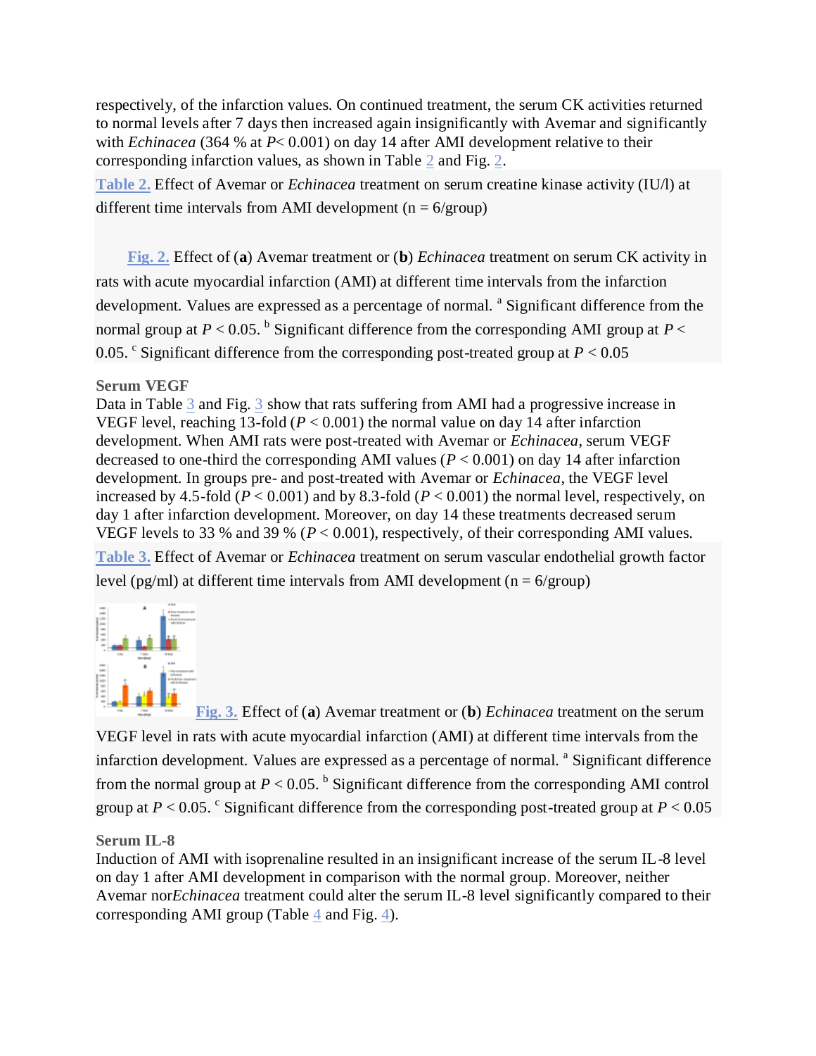respectively, of the infarction values. On continued treatment, the serum CK activities returned to normal levels after 7 days then increased again insignificantly with Avemar and significantly with *Echinacea* (364 % at $P < 0.001$) on day 14 after AMI development relative to their corresponding infarction values, as shown in Table 2 and Fig. 2.

**Table 2.** Effect of Avemar or *Echinacea* treatment on serum creatine kinase activity (IU/l) at different time intervals from AMI development (n = 6/group)

**Fig. 2.** Effect of (**a**) Avemar treatment or (**b**) *Echinacea* treatment on serum CK activity in rats with acute myocardial infarction (AMI) at different time intervals from the infarction development. Values are expressed as a percentage of normal. [a] Significant difference from the normal group at $P < 0.05$. [b] Significant difference from the corresponding AMI group at $P < 0.05$. [c] Significant difference from the corresponding post-treated group at $P < 0.05$

### Serum VEGF

Data in Table 3 and Fig. 3 show that rats suffering from AMI had a progressive increase in VEGF level, reaching 13-fold ($P < 0.001$) the normal value on day 14 after infarction development. When AMI rats were post-treated with Avemar or *Echinacea*, serum VEGF decreased to one-third the corresponding AMI values ($P < 0.001$) on day 14 after infarction development. In groups pre- and post-treated with Avemar or *Echinacea*, the VEGF level increased by 4.5-fold ($P < 0.001$) and by 8.3-fold ($P < 0.001$) the normal level, respectively, on day 1 after infarction development. Moreover, on day 14 these treatments decreased serum VEGF levels to 33 % and 39 % ($P < 0.001$), respectively, of their corresponding AMI values.

**Table 3.** Effect of Avemar or *Echinacea* treatment on serum vascular endothelial growth factor level (pg/ml) at different time intervals from AMI development (n = 6/group)

**Fig. 3.** Effect of (**a**) Avemar treatment or (**b**) *Echinacea* treatment on the serum VEGF level in rats with acute myocardial infarction (AMI) at different time intervals from the infarction development. Values are expressed as a percentage of normal. [a] Significant difference from the normal group at $P < 0.05$. [b] Significant difference from the corresponding AMI control group at $P < 0.05$. [c] Significant difference from the corresponding post-treated group at $P < 0.05$

### Serum IL-8

Induction of AMI with isoprenaline resulted in an insignificant increase of the serum IL-8 level on day 1 after AMI development in comparison with the normal group. Moreover, neither Avemar nor *Echinacea* treatment could alter the serum IL-8 level significantly compared to their corresponding AMI group (Table 4 and Fig. 4).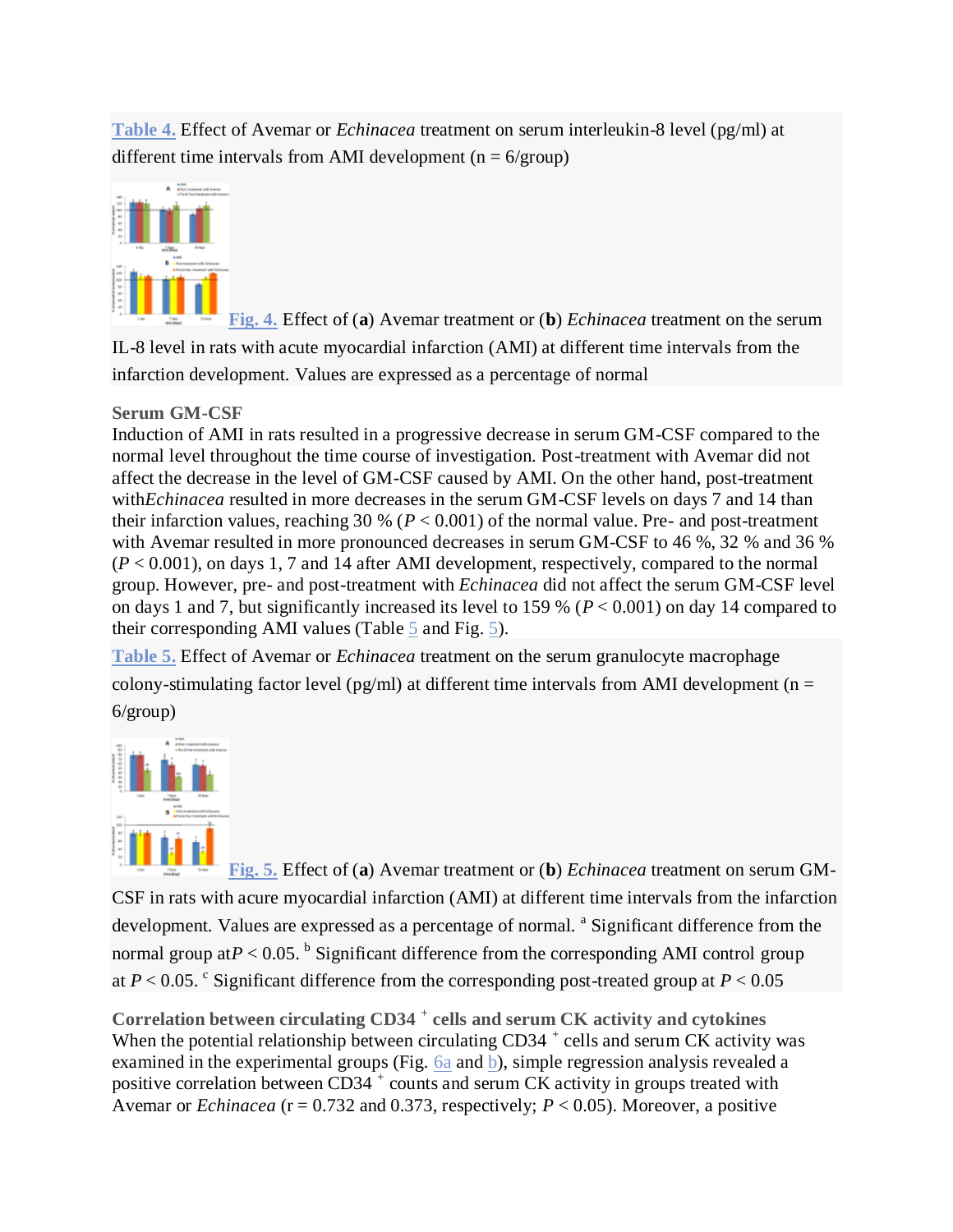**Table 4.** Effect of Avemar or *Echinacea* treatment on serum interleukin-8 level (pg/ml) at different time intervals from AMI development (n = 6/group)

**Fig. 4.** Effect of (**a**) Avemar treatment or (**b**) *Echinacea* treatment on the serum IL-8 level in rats with acute myocardial infarction (AMI) at different time intervals from the infarction development. Values are expressed as a percentage of normal

### Serum GM-CSF

Induction of AMI in rats resulted in a progressive decrease in serum GM-CSF compared to the normal level throughout the time course of investigation. Post-treatment with Avemar did not affect the decrease in the level of GM-CSF caused by AMI. On the other hand, post-treatment with *Echinacea* resulted in more decreases in the serum GM-CSF levels on days 7 and 14 than their infarction values, reaching 30 % ($P < 0.001$) of the normal value. Pre- and post-treatment with Avemar resulted in more pronounced decreases in serum GM-CSF to 46 %, 32 % and 36 % ($P < 0.001$), on days 1, 7 and 14 after AMI development, respectively, compared to the normal group. However, pre- and post-treatment with *Echinacea* did not affect the serum GM-CSF level on days 1 and 7, but significantly increased its level to 159 % ($P < 0.001$) on day 14 compared to their corresponding AMI values (Table 5 and Fig. 5).

**Table 5.** Effect of Avemar or *Echinacea* treatment on the serum granulocyte macrophage colony-stimulating factor level (pg/ml) at different time intervals from AMI development (n = 6/group)

**Fig. 5.** Effect of (**a**) Avemar treatment or (**b**) *Echinacea* treatment on serum GM-CSF in rats with acure myocardial infarction (AMI) at different time intervals from the infarction development. Values are expressed as a percentage of normal. [a] Significant difference from the normal group at $P < 0.05$. [b] Significant difference from the corresponding AMI control group at $P < 0.05$. [c] Significant difference from the corresponding post-treated group at $P < 0.05$

### Correlation between circulating CD34$^+$ cells and serum CK activity and cytokines

When the potential relationship between circulating CD34$^+$ cells and serum CK activity was examined in the experimental groups (Fig. 6a and b), simple regression analysis revealed a positive correlation between CD34$^+$ counts and serum CK activity in groups treated with Avemar or *Echinacea* ($r = 0.732$ and $0.373$, respectively; $P < 0.05$). Moreover, a positive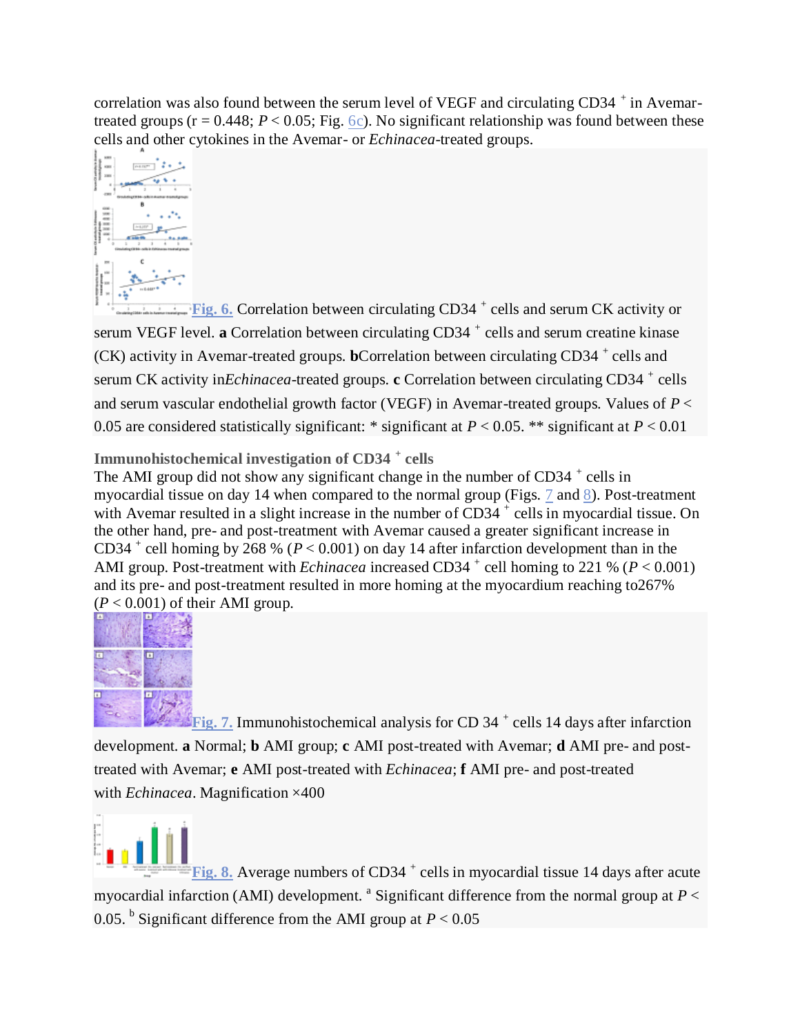correlation was also found between the serum level of VEGF and circulating CD34 $^{+}$ in Avemar-treated groups ($r = 0.448$; $P < 0.05$; Fig. 6c). No significant relationship was found between these cells and other cytokines in the Avemar- or *Echinacea*-treated groups.

Fig. 6. Correlation between circulating CD34 $^{+}$ cells and serum CK activity or serum VEGF level. **a** Correlation between circulating CD34 $^{+}$ cells and serum creatine kinase (CK) activity in Avemar-treated groups. **b**Correlation between circulating CD34 $^{+}$ cells and serum CK activity in*Echinacea*-treated groups. **c** Correlation between circulating CD34 $^{+}$ cells and serum vascular endothelial growth factor (VEGF) in Avemar-treated groups. Values of $P < 0.05$ are considered statistically significant: * significant at $P < 0.05$. ** significant at $P < 0.01$

### Immunohistochemical investigation of CD34 $^{+}$ cells

The AMI group did not show any significant change in the number of CD34 $^{+}$ cells in myocardial tissue on day 14 when compared to the normal group (Figs. 7 and 8). Post-treatment with Avemar resulted in a slight increase in the number of CD34 $^{+}$ cells in myocardial tissue. On the other hand, pre- and post-treatment with Avemar caused a greater significant increase in CD34 $^{+}$ cell homing by 268 % ($P < 0.001$) on day 14 after infarction development than in the AMI group. Post-treatment with *Echinacea* increased CD34 $^{+}$ cell homing to 221 % ($P < 0.001$) and its pre- and post-treatment resulted in more homing at the myocardium reaching to267% ($P < 0.001$) of their AMI group.

Fig. 7. Immunohistochemical analysis for CD 34 $^{+}$ cells 14 days after infarction development. **a** Normal; **b** AMI group; **c** AMI post-treated with Avemar; **d** AMI pre- and post-treated with Avemar; **e** AMI post-treated with *Echinacea*; **f** AMI pre- and post-treated with *Echinacea*. Magnification ×400

Fig. 8. Average numbers of CD34 $^{+}$ cells in myocardial tissue 14 days after acute myocardial infarction (AMI) development. [a] Significant difference from the normal group at $P < 0.05$. [b] Significant difference from the AMI group at $P < 0.05$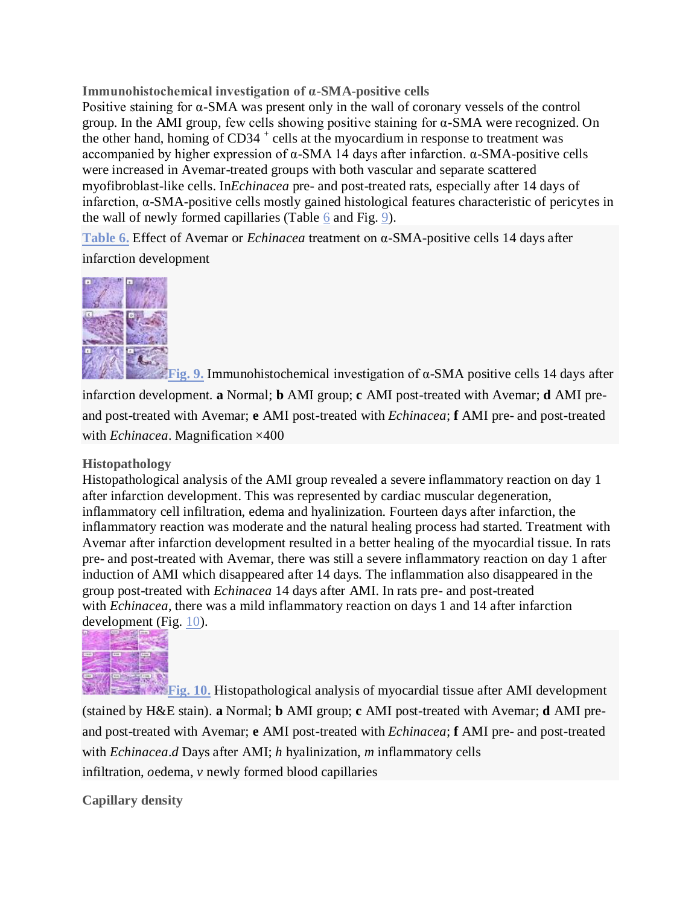### Immunohistochemical investigation of α-SMA-positive cells

Positive staining for α-SMA was present only in the wall of coronary vessels of the control group. In the AMI group, few cells showing positive staining for α-SMA were recognized. On the other hand, homing of $CD34^+$ cells at the myocardium in response to treatment was accompanied by higher expression of α-SMA 14 days after infarction. α-SMA-positive cells were increased in Avemar-treated groups with both vascular and separate scattered myofibroblast-like cells. In *Echinacea* pre- and post-treated rats, especially after 14 days of infarction, α-SMA-positive cells mostly gained histological features characteristic of pericytes in the wall of newly formed capillaries (Table 6 and Fig. 9).

**Table 6.** Effect of Avemar or *Echinacea* treatment on α-SMA-positive cells 14 days after infarction development

**Fig. 9.** Immunohistochemical investigation of α-SMA positive cells 14 days after infarction development. **a** Normal; **b** AMI group; **c** AMI post-treated with Avemar; **d** AMI pre- and post-treated with Avemar; **e** AMI post-treated with *Echinacea*; **f** AMI pre- and post-treated with *Echinacea*. Magnification ×400

### Histopathology

Histopathological analysis of the AMI group revealed a severe inflammatory reaction on day 1 after infarction development. This was represented by cardiac muscular degeneration, inflammatory cell infiltration, edema and hyalinization. Fourteen days after infarction, the inflammatory reaction was moderate and the natural healing process had started. Treatment with Avemar after infarction development resulted in a better healing of the myocardial tissue. In rats pre- and post-treated with Avemar, there was still a severe inflammatory reaction on day 1 after induction of AMI which disappeared after 14 days. The inflammation also disappeared in the group post-treated with *Echinacea* 14 days after AMI. In rats pre- and post-treated with *Echinacea*, there was a mild inflammatory reaction on days 1 and 14 after infarction development (Fig. 10).

**Fig. 10.** Histopathological analysis of myocardial tissue after AMI development (stained by H&E stain). **a** Normal; **b** AMI group; **c** AMI post-treated with Avemar; **d** AMI pre- and post-treated with Avemar; **e** AMI post-treated with *Echinacea*; **f** AMI pre- and post-treated with *Echinacea*.*d* Days after AMI; *h* hyalinization, *m* inflammatory cells infiltration, *o*edema, *v* newly formed blood capillaries

### Capillary density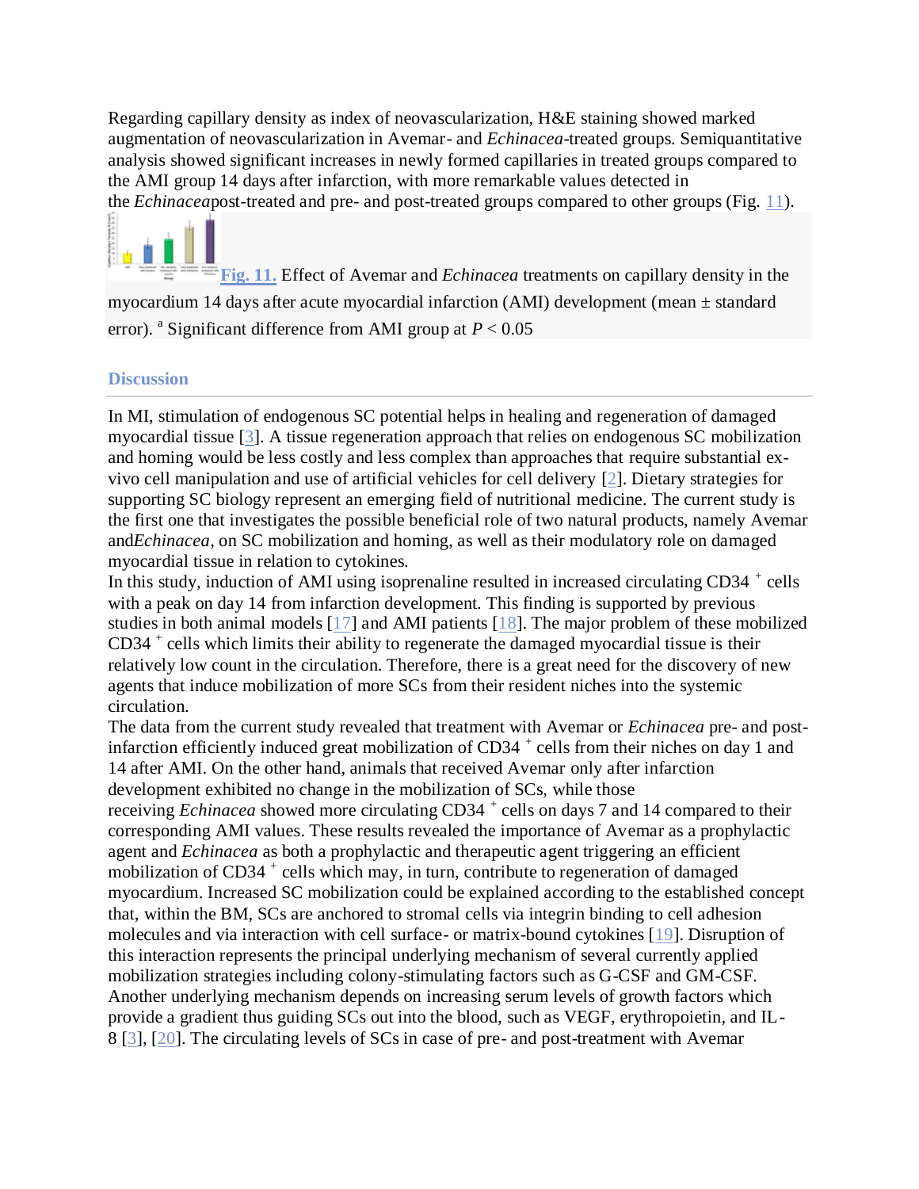Regarding capillary density as index of neovascularization, H&E staining showed marked augmentation of neovascularization in Avemar- and *Echinacea*-treated groups. Semiquantitative analysis showed significant increases in newly formed capillaries in treated groups compared to the AMI group 14 days after infarction, with more remarkable values detected in the *Echinacea*post-treated and pre- and post-treated groups compared to other groups (Fig. 11).

Fig. 11. Effect of Avemar and *Echinacea* treatments on capillary density in the myocardium 14 days after acute myocardial infarction (AMI) development (mean ± standard error). [a] Significant difference from AMI group at $P < 0.05$

## Discussion

In MI, stimulation of endogenous SC potential helps in healing and regeneration of damaged myocardial tissue [3]. A tissue regeneration approach that relies on endogenous SC mobilization and homing would be less costly and less complex than approaches that require substantial ex-vivo cell manipulation and use of artificial vehicles for cell delivery [2]. Dietary strategies for supporting SC biology represent an emerging field of nutritional medicine. The current study is the first one that investigates the possible beneficial role of two natural products, namely Avemar and*Echinacea*, on SC mobilization and homing, as well as their modulatory role on damaged myocardial tissue in relation to cytokines.

In this study, induction of AMI using isoprenaline resulted in increased circulating CD34 $^+$ cells with a peak on day 14 from infarction development. This finding is supported by previous studies in both animal models [17] and AMI patients [18]. The major problem of these mobilized CD34 $^+$ cells which limits their ability to regenerate the damaged myocardial tissue is their relatively low count in the circulation. Therefore, there is a great need for the discovery of new agents that induce mobilization of more SCs from their resident niches into the systemic circulation.

The data from the current study revealed that treatment with Avemar or *Echinacea* pre- and post-infarction efficiently induced great mobilization of CD34 $^+$ cells from their niches on day 1 and 14 after AMI. On the other hand, animals that received Avemar only after infarction development exhibited no change in the mobilization of SCs, while those receiving *Echinacea* showed more circulating CD34 $^+$ cells on days 7 and 14 compared to their corresponding AMI values. These results revealed the importance of Avemar as a prophylactic agent and *Echinacea* as both a prophylactic and therapeutic agent triggering an efficient mobilization of CD34 $^+$ cells which may, in turn, contribute to regeneration of damaged myocardium. Increased SC mobilization could be explained according to the established concept that, within the BM, SCs are anchored to stromal cells via integrin binding to cell adhesion molecules and via interaction with cell surface- or matrix-bound cytokines [19]. Disruption of this interaction represents the principal underlying mechanism of several currently applied mobilization strategies including colony-stimulating factors such as G-CSF and GM-CSF. Another underlying mechanism depends on increasing serum levels of growth factors which provide a gradient thus guiding SCs out into the blood, such as VEGF, erythropoietin, and IL-8 [3], [20]. The circulating levels of SCs in case of pre- and post-treatment with Avemar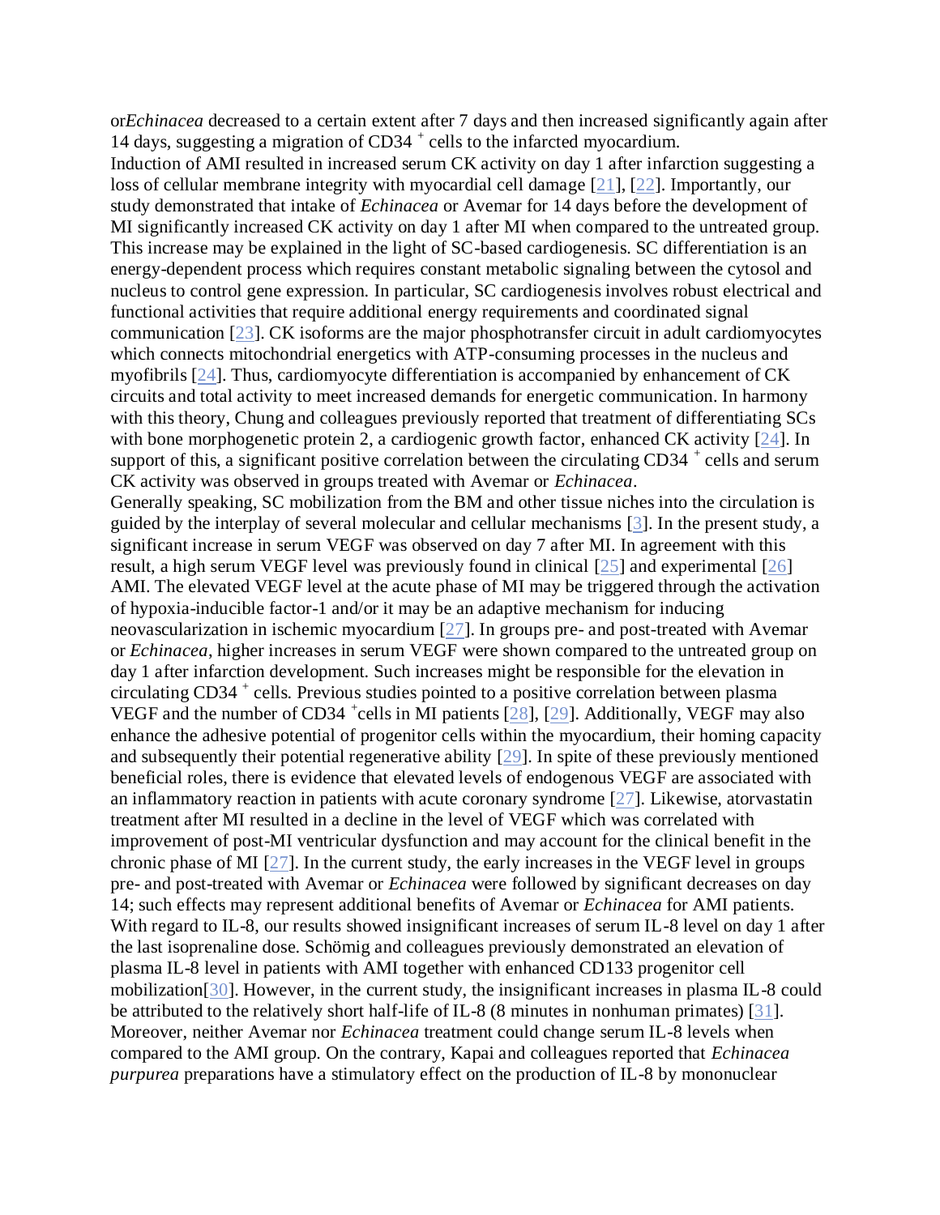or*Echinacea* decreased to a certain extent after 7 days and then increased significantly again after 14 days, suggesting a migration of CD34 $^{+}$ cells to the infarcted myocardium.

Induction of AMI resulted in increased serum CK activity on day 1 after infarction suggesting a loss of cellular membrane integrity with myocardial cell damage [21], [22]. Importantly, our study demonstrated that intake of *Echinacea* or Avemar for 14 days before the development of MI significantly increased CK activity on day 1 after MI when compared to the untreated group. This increase may be explained in the light of SC-based cardiogenesis. SC differentiation is an energy-dependent process which requires constant metabolic signaling between the cytosol and nucleus to control gene expression. In particular, SC cardiogenesis involves robust electrical and functional activities that require additional energy requirements and coordinated signal communication [23]. CK isoforms are the major phosphotransfer circuit in adult cardiomyocytes which connects mitochondrial energetics with ATP-consuming processes in the nucleus and myofibrils [24]. Thus, cardiomyocyte differentiation is accompanied by enhancement of CK circuits and total activity to meet increased demands for energetic communication. In harmony with this theory, Chung and colleagues previously reported that treatment of differentiating SCs with bone morphogenetic protein 2, a cardiogenic growth factor, enhanced CK activity [24]. In support of this, a significant positive correlation between the circulating CD34 $^{+}$ cells and serum CK activity was observed in groups treated with Avemar or *Echinacea*.

Generally speaking, SC mobilization from the BM and other tissue niches into the circulation is guided by the interplay of several molecular and cellular mechanisms [3]. In the present study, a significant increase in serum VEGF was observed on day 7 after MI. In agreement with this result, a high serum VEGF level was previously found in clinical [25] and experimental [26] AMI. The elevated VEGF level at the acute phase of MI may be triggered through the activation of hypoxia-inducible factor-1 and/or it may be an adaptive mechanism for inducing neovascularization in ischemic myocardium [27]. In groups pre- and post-treated with Avemar or *Echinacea*, higher increases in serum VEGF were shown compared to the untreated group on day 1 after infarction development. Such increases might be responsible for the elevation in circulating CD34 $^{+}$ cells. Previous studies pointed to a positive correlation between plasma VEGF and the number of CD34 $^{+}$cells in MI patients [28], [29]. Additionally, VEGF may also enhance the adhesive potential of progenitor cells within the myocardium, their homing capacity and subsequently their potential regenerative ability [29]. In spite of these previously mentioned beneficial roles, there is evidence that elevated levels of endogenous VEGF are associated with an inflammatory reaction in patients with acute coronary syndrome [27]. Likewise, atorvastatin treatment after MI resulted in a decline in the level of VEGF which was correlated with improvement of post-MI ventricular dysfunction and may account for the clinical benefit in the chronic phase of MI [27]. In the current study, the early increases in the VEGF level in groups pre- and post-treated with Avemar or *Echinacea* were followed by significant decreases on day 14; such effects may represent additional benefits of Avemar or *Echinacea* for AMI patients.

With regard to IL-8, our results showed insignificant increases of serum IL-8 level on day 1 after the last isoprenaline dose. Schömig and colleagues previously demonstrated an elevation of plasma IL-8 level in patients with AMI together with enhanced CD133 progenitor cell mobilization[30]. However, in the current study, the insignificant increases in plasma IL-8 could be attributed to the relatively short half-life of IL-8 (8 minutes in nonhuman primates) [31]. Moreover, neither Avemar nor *Echinacea* treatment could change serum IL-8 levels when compared to the AMI group. On the contrary, Kapai and colleagues reported that *Echinacea purpurea* preparations have a stimulatory effect on the production of IL-8 by mononuclear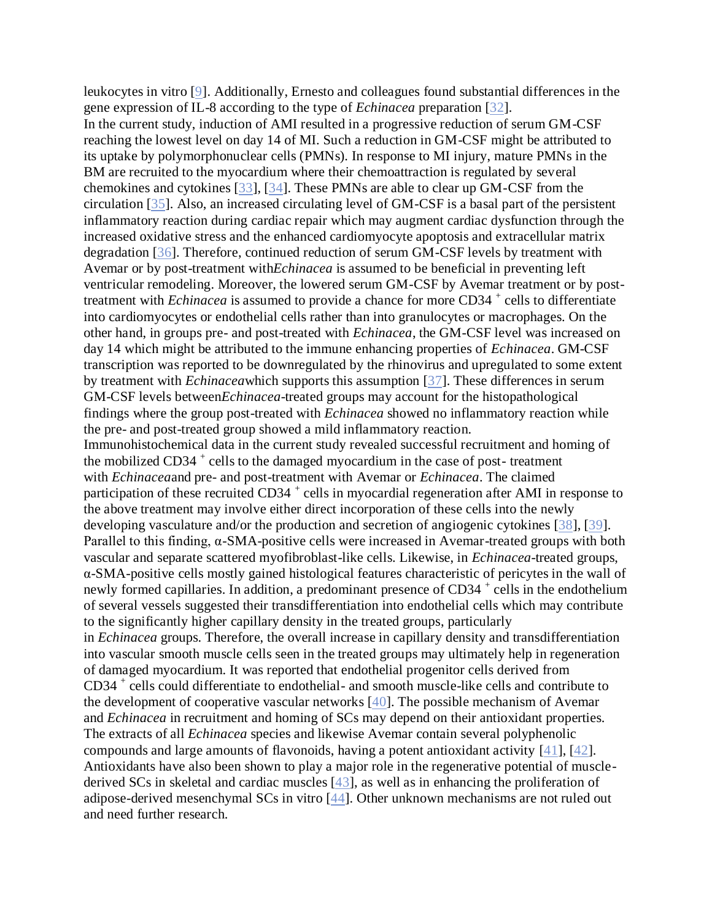leukocytes in vitro [9]. Additionally, Ernesto and colleagues found substantial differences in the gene expression of IL-8 according to the type of *Echinacea* preparation [32].

In the current study, induction of AMI resulted in a progressive reduction of serum GM-CSF reaching the lowest level on day 14 of MI. Such a reduction in GM-CSF might be attributed to its uptake by polymorphonuclear cells (PMNs). In response to MI injury, mature PMNs in the BM are recruited to the myocardium where their chemoattraction is regulated by several chemokines and cytokines [33], [34]. These PMNs are able to clear up GM-CSF from the circulation [35]. Also, an increased circulating level of GM-CSF is a basal part of the persistent inflammatory reaction during cardiac repair which may augment cardiac dysfunction through the increased oxidative stress and the enhanced cardiomyocyte apoptosis and extracellular matrix degradation [36]. Therefore, continued reduction of serum GM-CSF levels by treatment with Avemar or by post-treatment with *Echinacea* is assumed to be beneficial in preventing left ventricular remodeling. Moreover, the lowered serum GM-CSF by Avemar treatment or by post-treatment with *Echinacea* is assumed to provide a chance for more CD34 $^{+}$ cells to differentiate into cardiomyocytes or endothelial cells rather than into granulocytes or macrophages. On the other hand, in groups pre- and post-treated with *Echinacea*, the GM-CSF level was increased on day 14 which might be attributed to the immune enhancing properties of *Echinacea*. GM-CSF transcription was reported to be downregulated by the rhinovirus and upregulated to some extent by treatment with *Echinacea* which supports this assumption [37]. These differences in serum GM-CSF levels between *Echinacea*-treated groups may account for the histopathological findings where the group post-treated with *Echinacea* showed no inflammatory reaction while the pre- and post-treated group showed a mild inflammatory reaction.

Immunohistochemical data in the current study revealed successful recruitment and homing of the mobilized CD34 $^{+}$ cells to the damaged myocardium in the case of post- treatment with *Echinacea* and pre- and post-treatment with Avemar or *Echinacea*. The claimed participation of these recruited CD34 $^{+}$ cells in myocardial regeneration after AMI in response to the above treatment may involve either direct incorporation of these cells into the newly developing vasculature and/or the production and secretion of angiogenic cytokines [38], [39]. Parallel to this finding, α-SMA-positive cells were increased in Avemar-treated groups with both vascular and separate scattered myofibroblast-like cells. Likewise, in *Echinacea*-treated groups, α-SMA-positive cells mostly gained histological features characteristic of pericytes in the wall of newly formed capillaries. In addition, a predominant presence of CD34 $^{+}$ cells in the endothelium of several vessels suggested their transdifferentiation into endothelial cells which may contribute to the significantly higher capillary density in the treated groups, particularly in *Echinacea* groups. Therefore, the overall increase in capillary density and transdifferentiation into vascular smooth muscle cells seen in the treated groups may ultimately help in regeneration of damaged myocardium. It was reported that endothelial progenitor cells derived from CD34 $^{+}$ cells could differentiate to endothelial- and smooth muscle-like cells and contribute to the development of cooperative vascular networks [40]. The possible mechanism of Avemar and *Echinacea* in recruitment and homing of SCs may depend on their antioxidant properties. The extracts of all *Echinacea* species and likewise Avemar contain several polyphenolic compounds and large amounts of flavonoids, having a potent antioxidant activity [41], [42]. Antioxidants have also been shown to play a major role in the regenerative potential of muscle-derived SCs in skeletal and cardiac muscles [43], as well as in enhancing the proliferation of adipose-derived mesenchymal SCs in vitro [44]. Other unknown mechanisms are not ruled out and need further research.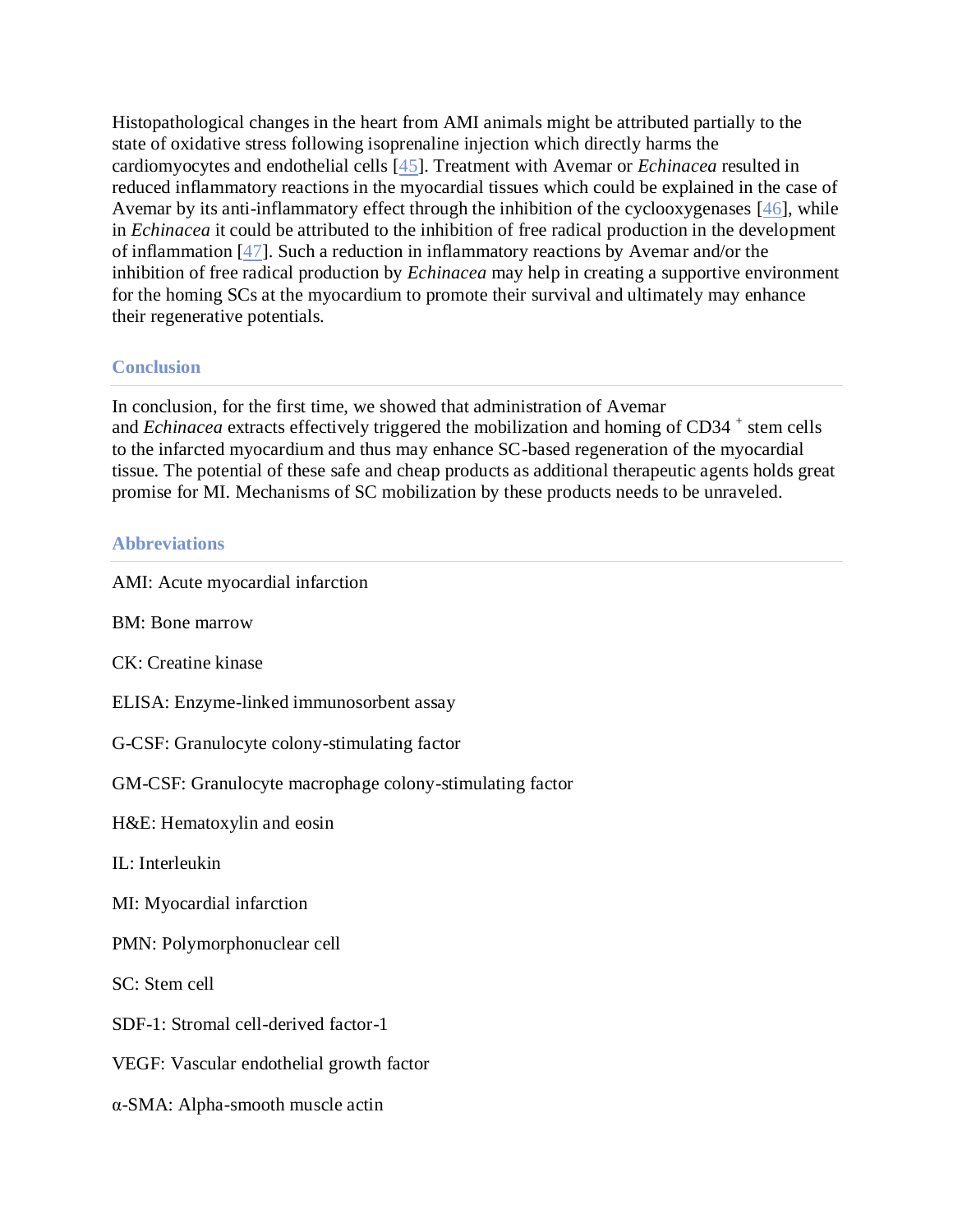Histopathological changes in the heart from AMI animals might be attributed partially to the state of oxidative stress following isoprenaline injection which directly harms the cardiomyocytes and endothelial cells [45]. Treatment with Avemar or *Echinacea* resulted in reduced inflammatory reactions in the myocardial tissues which could be explained in the case of Avemar by its anti-inflammatory effect through the inhibition of the cyclooxygenases [46], while in *Echinacea* it could be attributed to the inhibition of free radical production in the development of inflammation [47]. Such a reduction in inflammatory reactions by Avemar and/or the inhibition of free radical production by *Echinacea* may help in creating a supportive environment for the homing SCs at the myocardium to promote their survival and ultimately may enhance their regenerative potentials.

## Conclusion

In conclusion, for the first time, we showed that administration of Avemar and *Echinacea* extracts effectively triggered the mobilization and homing of CD34$^{+}$ stem cells to the infarcted myocardium and thus may enhance SC-based regeneration of the myocardial tissue. The potential of these safe and cheap products as additional therapeutic agents holds great promise for MI. Mechanisms of SC mobilization by these products needs to be unraveled.

## Abbreviations

AMI: Acute myocardial infarction

BM: Bone marrow

CK: Creatine kinase

ELISA: Enzyme-linked immunosorbent assay

G-CSF: Granulocyte colony-stimulating factor

GM-CSF: Granulocyte macrophage colony-stimulating factor

H&E: Hematoxylin and eosin

IL: Interleukin

MI: Myocardial infarction

PMN: Polymorphonuclear cell

SC: Stem cell

SDF-1: Stromal cell-derived factor-1

VEGF: Vascular endothelial growth factor

α-SMA: Alpha-smooth muscle actin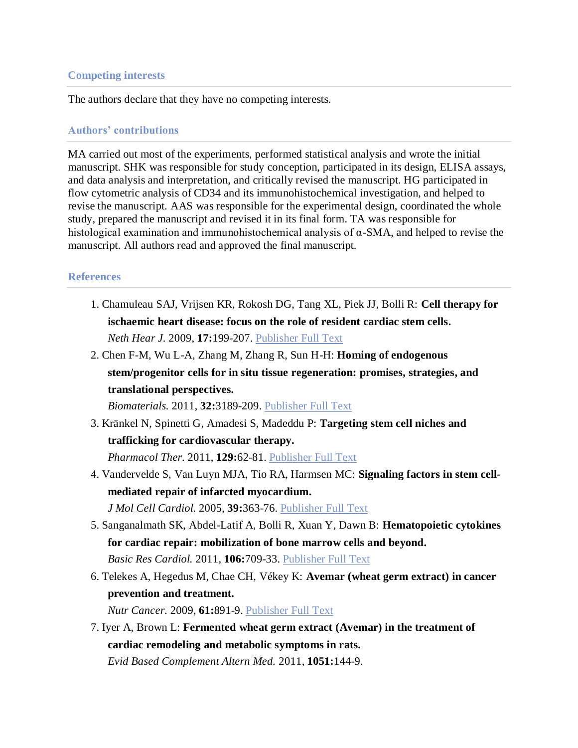## Competing interests

The authors declare that they have no competing interests.

## Authors' contributions

MA carried out most of the experiments, performed statistical analysis and wrote the initial manuscript. SHK was responsible for study conception, participated in its design, ELISA assays, and data analysis and interpretation, and critically revised the manuscript. HG participated in flow cytometric analysis of CD34 and its immunohistochemical investigation, and helped to revise the manuscript. AAS was responsible for the experimental design, coordinated the whole study, prepared the manuscript and revised it in its final form. TA was responsible for histological examination and immunohistochemical analysis of α-SMA, and helped to revise the manuscript. All authors read and approved the final manuscript.

## References

1. Chamuleau SAJ, Vrijsen KR, Rokosh DG, Tang XL, Piek JJ, Bolli R: **Cell therapy for ischaemic heart disease: focus on the role of resident cardiac stem cells.** *Neth Hear J.* 2009, **17:**199-207. Publisher Full Text
2. Chen F-M, Wu L-A, Zhang M, Zhang R, Sun H-H: **Homing of endogenous stem/progenitor cells for in situ tissue regeneration: promises, strategies, and translational perspectives.** *Biomaterials.* 2011, **32:**3189-209. Publisher Full Text
3. Kränkel N, Spinetti G, Amadesi S, Madeddu P: **Targeting stem cell niches and trafficking for cardiovascular therapy.** *Pharmacol Ther.* 2011, **129:**62-81. Publisher Full Text
4. Vandervelde S, Van Luyn MJA, Tio RA, Harmsen MC: **Signaling factors in stem cell-mediated repair of infarcted myocardium.** *J Mol Cell Cardiol.* 2005, **39:**363-76. Publisher Full Text
5. Sanganalmath SK, Abdel-Latif A, Bolli R, Xuan Y, Dawn B: **Hematopoietic cytokines for cardiac repair: mobilization of bone marrow cells and beyond.** *Basic Res Cardiol.* 2011, **106:**709-33. Publisher Full Text
6. Telekes A, Hegedus M, Chae CH, Vékey K: **Avemar (wheat germ extract) in cancer prevention and treatment.** *Nutr Cancer.* 2009, **61:**891-9. Publisher Full Text
7. Iyer A, Brown L: **Fermented wheat germ extract (Avemar) in the treatment of cardiac remodeling and metabolic symptoms in rats.** *Evid Based Complement Altern Med.* 2011, **1051:**144-9.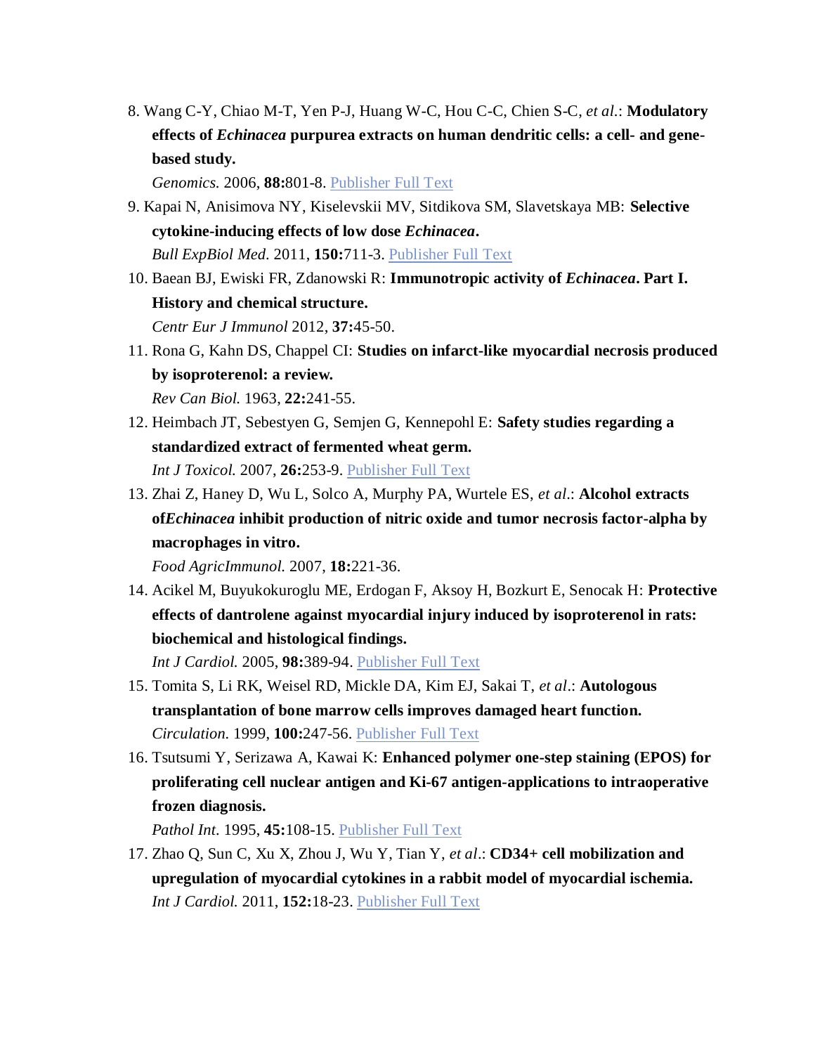8. Wang C-Y, Chiao M-T, Yen P-J, Huang W-C, Hou C-C, Chien S-C, *et al*.: **Modulatory effects of *Echinacea* purpurea extracts on human dendritic cells: a cell- and gene-based study.**
   *Genomics.* 2006, **88:**801-8. Publisher Full Text
9. Kapai N, Anisimova NY, Kiselevskii MV, Sitdikova SM, Slavetskaya MB: **Selective cytokine-inducing effects of low dose *Echinacea*.**
   *Bull ExpBiol Med.* 2011, **150:**711-3. Publisher Full Text
10. Baean BJ, Ewiski FR, Zdanowski R: **Immunotropic activity of *Echinacea*. Part I. History and chemical structure.**
    *Centr Eur J Immunol* 2012, **37:**45-50.
11. Rona G, Kahn DS, Chappel CI: **Studies on infarct-like myocardial necrosis produced by isoproterenol: a review.**
    *Rev Can Biol.* 1963, **22:**241-55.
12. Heimbach JT, Sebestyen G, Semjen G, Kennepohl E: **Safety studies regarding a standardized extract of fermented wheat germ.**
    *Int J Toxicol.* 2007, **26:**253-9. Publisher Full Text
13. Zhai Z, Haney D, Wu L, Solco A, Murphy PA, Wurtele ES, *et al*.: **Alcohol extracts of*Echinacea* inhibit production of nitric oxide and tumor necrosis factor-alpha by macrophages in vitro.**
    *Food AgricImmunol.* 2007, **18:**221-36.
14. Acikel M, Buyukokuroglu ME, Erdogan F, Aksoy H, Bozkurt E, Senocak H: **Protective effects of dantrolene against myocardial injury induced by isoproterenol in rats: biochemical and histological findings.**
    *Int J Cardiol.* 2005, **98:**389-94. Publisher Full Text
15. Tomita S, Li RK, Weisel RD, Mickle DA, Kim EJ, Sakai T, *et al*.: **Autologous transplantation of bone marrow cells improves damaged heart function.**
    *Circulation.* 1999, **100:**247-56. Publisher Full Text
16. Tsutsumi Y, Serizawa A, Kawai K: **Enhanced polymer one-step staining (EPOS) for proliferating cell nuclear antigen and Ki-67 antigen-applications to intraoperative frozen diagnosis.**
    *Pathol Int.* 1995, **45:**108-15. Publisher Full Text
17. Zhao Q, Sun C, Xu X, Zhou J, Wu Y, Tian Y, *et al*.: **CD34+ cell mobilization and upregulation of myocardial cytokines in a rabbit model of myocardial ischemia.**
    *Int J Cardiol.* 2011, **152:**18-23. Publisher Full Text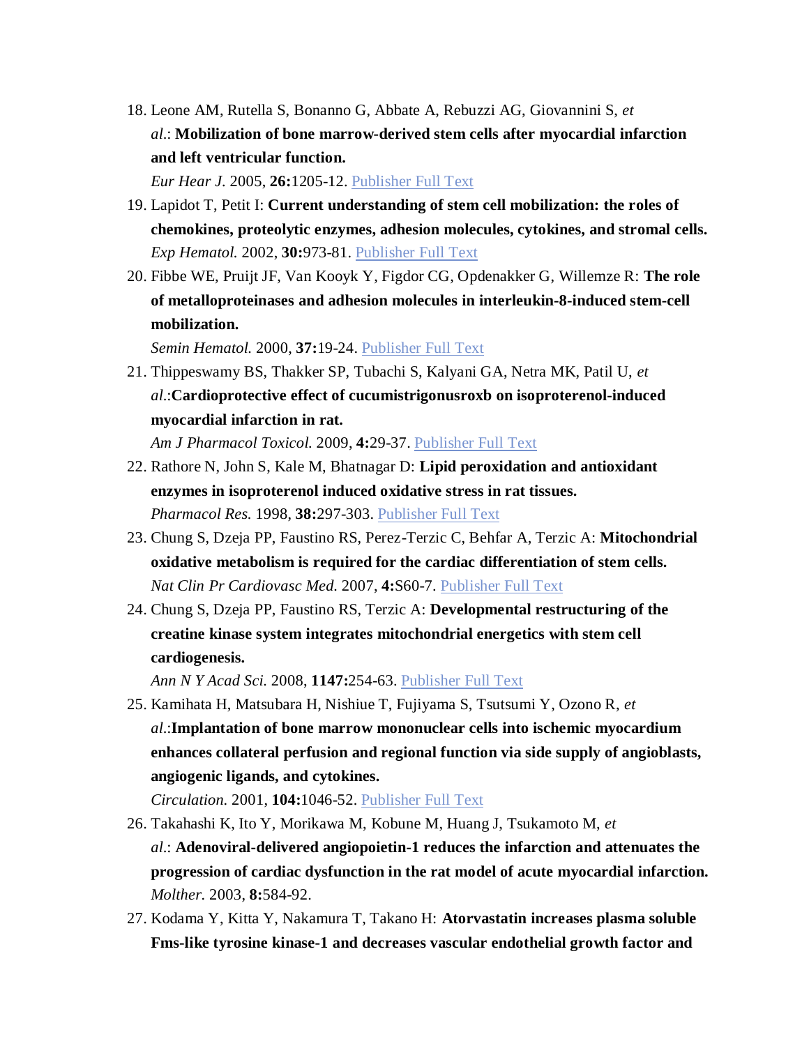18. Leone AM, Rutella S, Bonanno G, Abbate A, Rebuzzi AG, Giovannini S, *et al.*: **Mobilization of bone marrow-derived stem cells after myocardial infarction and left ventricular function.** *Eur Hear J.* 2005, **26:**1205-12. Publisher Full Text
19. Lapidot T, Petit I: **Current understanding of stem cell mobilization: the roles of chemokines, proteolytic enzymes, adhesion molecules, cytokines, and stromal cells.** *Exp Hematol.* 2002, **30:**973-81. Publisher Full Text
20. Fibbe WE, Pruijt JF, Van Kooyk Y, Figdor CG, Opdenakker G, Willemze R: **The role of metalloproteinases and adhesion molecules in interleukin-8-induced stem-cell mobilization.** *Semin Hematol.* 2000, **37:**19-24. Publisher Full Text
21. Thippeswamy BS, Thakker SP, Tubachi S, Kalyani GA, Netra MK, Patil U, *et al.*:**Cardioprotective effect of cucumistrigonusroxb on isoproterenol-induced myocardial infarction in rat.** *Am J Pharmacol Toxicol.* 2009, **4:**29-37. Publisher Full Text
22. Rathore N, John S, Kale M, Bhatnagar D: **Lipid peroxidation and antioxidant enzymes in isoproterenol induced oxidative stress in rat tissues.** *Pharmacol Res.* 1998, **38:**297-303. Publisher Full Text
23. Chung S, Dzeja PP, Faustino RS, Perez-Terzic C, Behfar A, Terzic A: **Mitochondrial oxidative metabolism is required for the cardiac differentiation of stem cells.** *Nat Clin Pr Cardiovasc Med.* 2007, **4:**S60-7. Publisher Full Text
24. Chung S, Dzeja PP, Faustino RS, Terzic A: **Developmental restructuring of the creatine kinase system integrates mitochondrial energetics with stem cell cardiogenesis.** *Ann N Y Acad Sci.* 2008, **1147:**254-63. Publisher Full Text
25. Kamihata H, Matsubara H, Nishiue T, Fujiyama S, Tsutsumi Y, Ozono R, *et al.*:**Implantation of bone marrow mononuclear cells into ischemic myocardium enhances collateral perfusion and regional function via side supply of angioblasts, angiogenic ligands, and cytokines.** *Circulation.* 2001, **104:**1046-52. Publisher Full Text
26. Takahashi K, Ito Y, Morikawa M, Kobune M, Huang J, Tsukamoto M, *et al.*: **Adenoviral-delivered angiopoietin-1 reduces the infarction and attenuates the progression of cardiac dysfunction in the rat model of acute myocardial infarction.** *Molther.* 2003, **8:**584-92.
27. Kodama Y, Kitta Y, Nakamura T, Takano H: **Atorvastatin increases plasma soluble Fms-like tyrosine kinase-1 and decreases vascular endothelial growth factor and**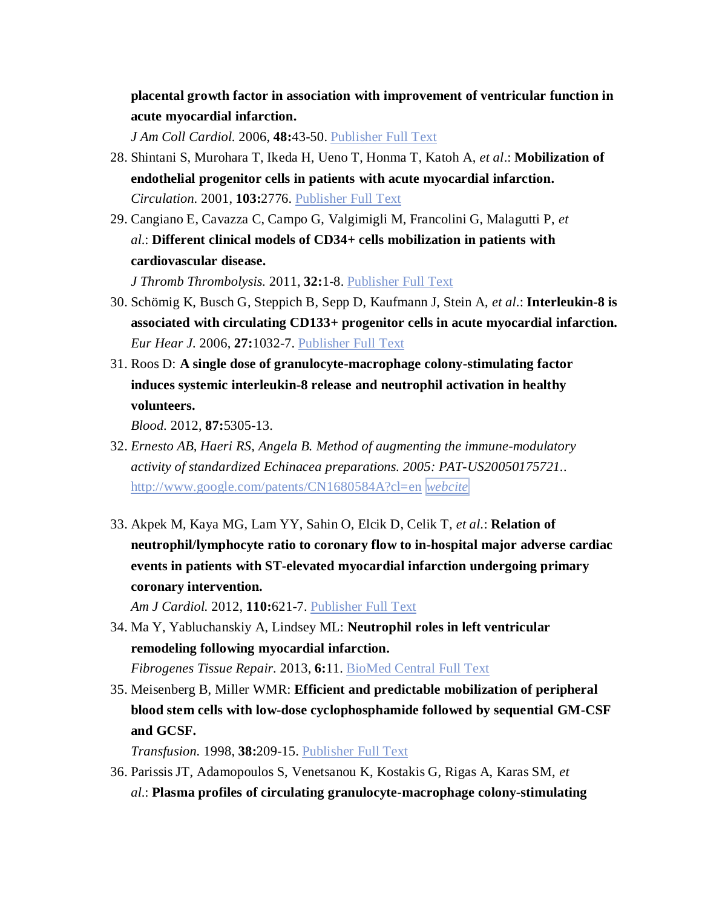**placental growth factor in association with improvement of ventricular function in acute myocardial infarction.**
*J Am Coll Cardiol.* 2006, **48:**43-50. Publisher Full Text

28. Shintani S, Murohara T, Ikeda H, Ueno T, Honma T, Katoh A, *et al*.: **Mobilization of endothelial progenitor cells in patients with acute myocardial infarction.** *Circulation.* 2001, **103:**2776. Publisher Full Text
29. Cangiano E, Cavazza C, Campo G, Valgimigli M, Francolini G, Malagutti P, *et al*.: **Different clinical models of CD34+ cells mobilization in patients with cardiovascular disease.**
*J Thromb Thrombolysis.* 2011, **32:**1-8. Publisher Full Text
30. Schömig K, Busch G, Steppich B, Sepp D, Kaufmann J, Stein A, *et al*.: **Interleukin-8 is associated with circulating CD133+ progenitor cells in acute myocardial infarction.** *Eur Hear J.* 2006, **27:**1032-7. Publisher Full Text
31. Roos D: **A single dose of granulocyte-macrophage colony-stimulating factor induces systemic interleukin-8 release and neutrophil activation in healthy volunteers.**
*Blood.* 2012, **87:**5305-13.
32. *Ernesto AB, Haeri RS, Angela B. Method of augmenting the immune-modulatory activity of standardized Echinacea preparations. 2005: PAT-US20050175721..* http://www.google.com/patents/CN1680584A?cl=en *webcite*
33. Akpek M, Kaya MG, Lam YY, Sahin O, Elcik D, Celik T, *et al*.: **Relation of neutrophil/lymphocyte ratio to coronary flow to in-hospital major adverse cardiac events in patients with ST-elevated myocardial infarction undergoing primary coronary intervention.**
*Am J Cardiol.* 2012, **110:**621-7. Publisher Full Text
34. Ma Y, Yabluchanskiy A, Lindsey ML: **Neutrophil roles in left ventricular remodeling following myocardial infarction.**
*Fibrogenes Tissue Repair.* 2013, **6:**11. BioMed Central Full Text
35. Meisenberg B, Miller WMR: **Efficient and predictable mobilization of peripheral blood stem cells with low-dose cyclophosphamide followed by sequential GM-CSF and GCSF.**
*Transfusion.* 1998, **38:**209-15. Publisher Full Text
36. Parissis JT, Adamopoulos S, Venetsanou K, Kostakis G, Rigas A, Karas SM, *et al*.: **Plasma profiles of circulating granulocyte-macrophage colony-stimulating**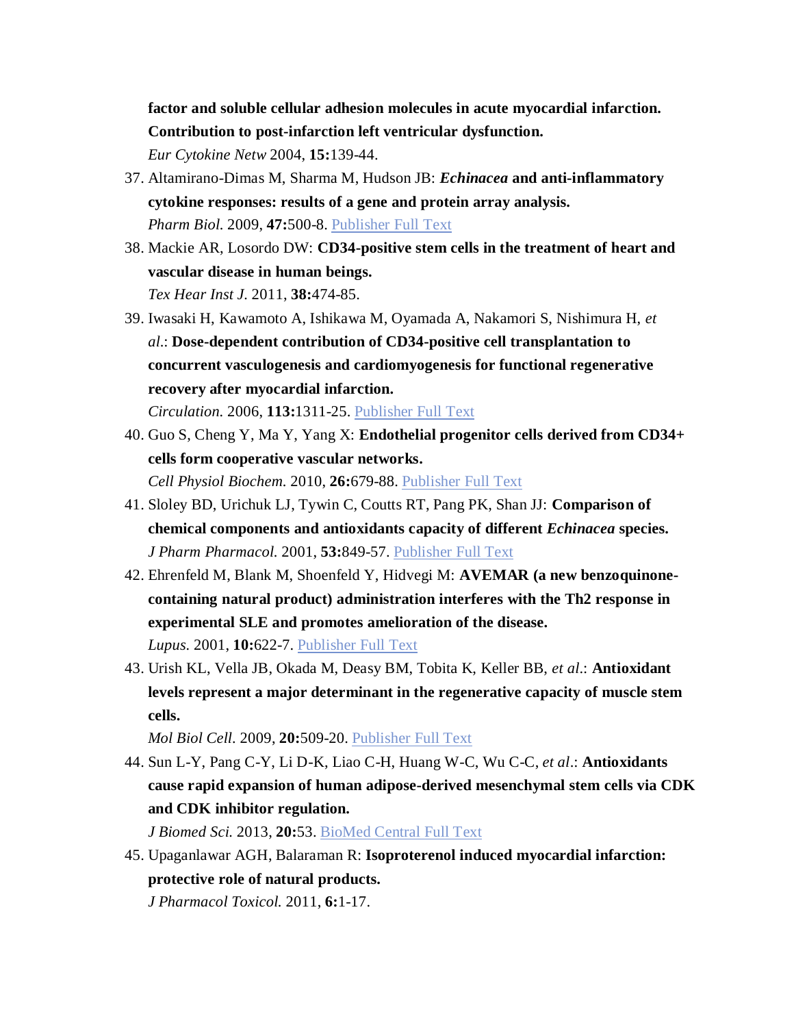**factor and soluble cellular adhesion molecules in acute myocardial infarction. Contribution to post-infarction left ventricular dysfunction.**
*Eur Cytokine Netw* 2004, **15:**139-44.

37. Altamirano-Dimas M, Sharma M, Hudson JB: ***Echinacea* and anti-inflammatory cytokine responses: results of a gene and protein array analysis.**
*Pharm Biol.* 2009, **47:**500-8. Publisher Full Text
38. Mackie AR, Losordo DW: **CD34-positive stem cells in the treatment of heart and vascular disease in human beings.**
*Tex Hear Inst J.* 2011, **38:**474-85.
39. Iwasaki H, Kawamoto A, Ishikawa M, Oyamada A, Nakamori S, Nishimura H, *et al*.: **Dose-dependent contribution of CD34-positive cell transplantation to concurrent vasculogenesis and cardiomyogenesis for functional regenerative recovery after myocardial infarction.**
*Circulation.* 2006, **113:**1311-25. Publisher Full Text
40. Guo S, Cheng Y, Ma Y, Yang X: **Endothelial progenitor cells derived from CD34+ cells form cooperative vascular networks.**
*Cell Physiol Biochem.* 2010, **26:**679-88. Publisher Full Text
41. Sloley BD, Urichuk LJ, Tywin C, Coutts RT, Pang PK, Shan JJ: **Comparison of chemical components and antioxidants capacity of different *Echinacea* species.**
*J Pharm Pharmacol.* 2001, **53:**849-57. Publisher Full Text
42. Ehrenfeld M, Blank M, Shoenfeld Y, Hidvegi M: **AVEMAR (a new benzoquinone-containing natural product) administration interferes with the Th2 response in experimental SLE and promotes amelioration of the disease.**
*Lupus.* 2001, **10:**622-7. Publisher Full Text
43. Urish KL, Vella JB, Okada M, Deasy BM, Tobita K, Keller BB, *et al*.: **Antioxidant levels represent a major determinant in the regenerative capacity of muscle stem cells.**
*Mol Biol Cell.* 2009, **20:**509-20. Publisher Full Text
44. Sun L-Y, Pang C-Y, Li D-K, Liao C-H, Huang W-C, Wu C-C, *et al*.: **Antioxidants cause rapid expansion of human adipose-derived mesenchymal stem cells via CDK and CDK inhibitor regulation.**
*J Biomed Sci.* 2013, **20:**53. BioMed Central Full Text
45. Upaganlawar AGH, Balaraman R: **Isoproterenol induced myocardial infarction: protective role of natural products.**
*J Pharmacol Toxicol.* 2011, **6:**1-17.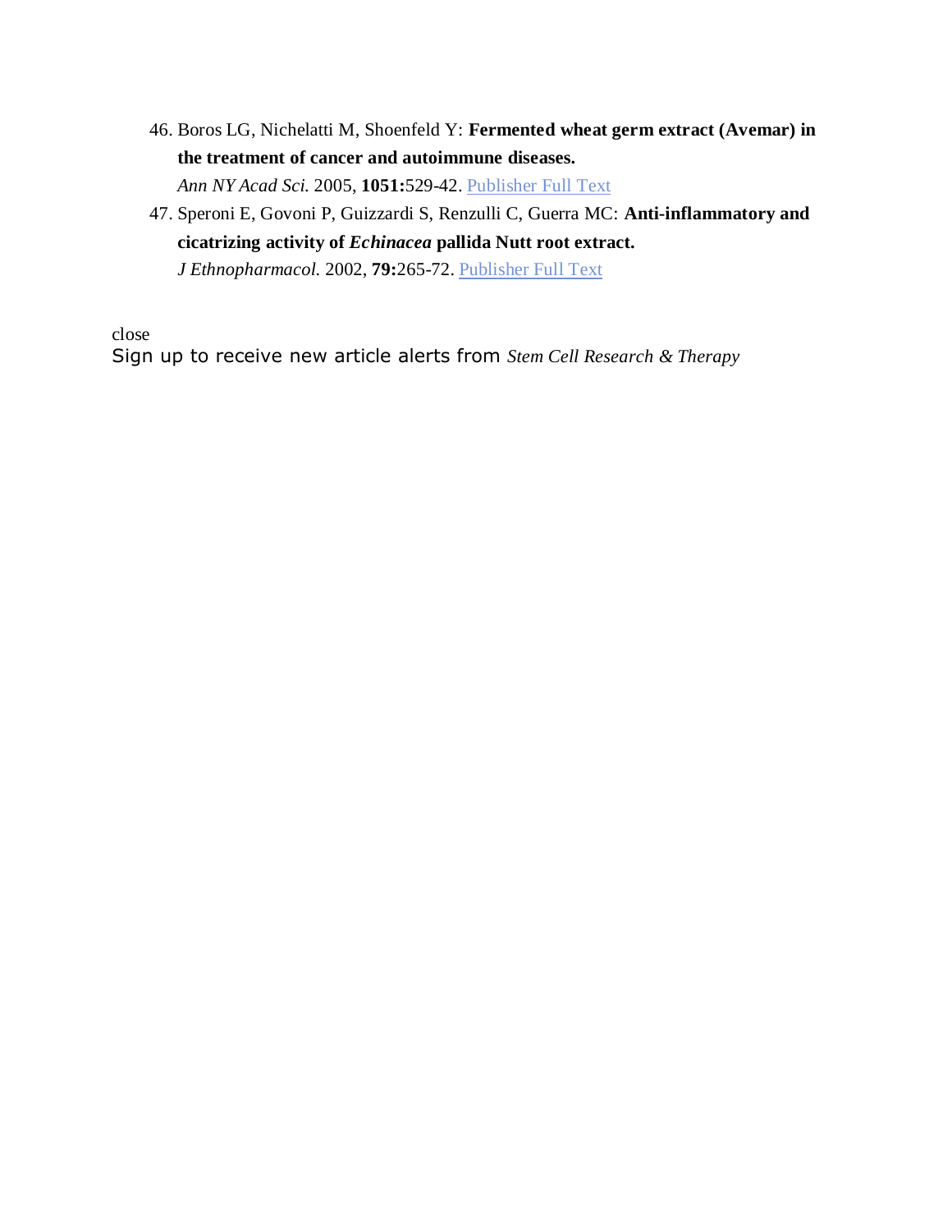46. Boros LG, Nichelatti M, Shoenfeld Y: **Fermented wheat germ extract (Avemar) in the treatment of cancer and autoimmune diseases.** *Ann NY Acad Sci.* 2005, **1051:**529-42. Publisher Full Text
47. Speroni E, Govoni P, Guizzardi S, Renzulli C, Guerra MC: **Anti-inflammatory and cicatrizing activity of *Echinacea* pallida Nutt root extract.** *J Ethnopharmacol.* 2002, **79:**265-72. Publisher Full Text

close

Sign up to receive new article alerts from *Stem Cell Research & Therapy*